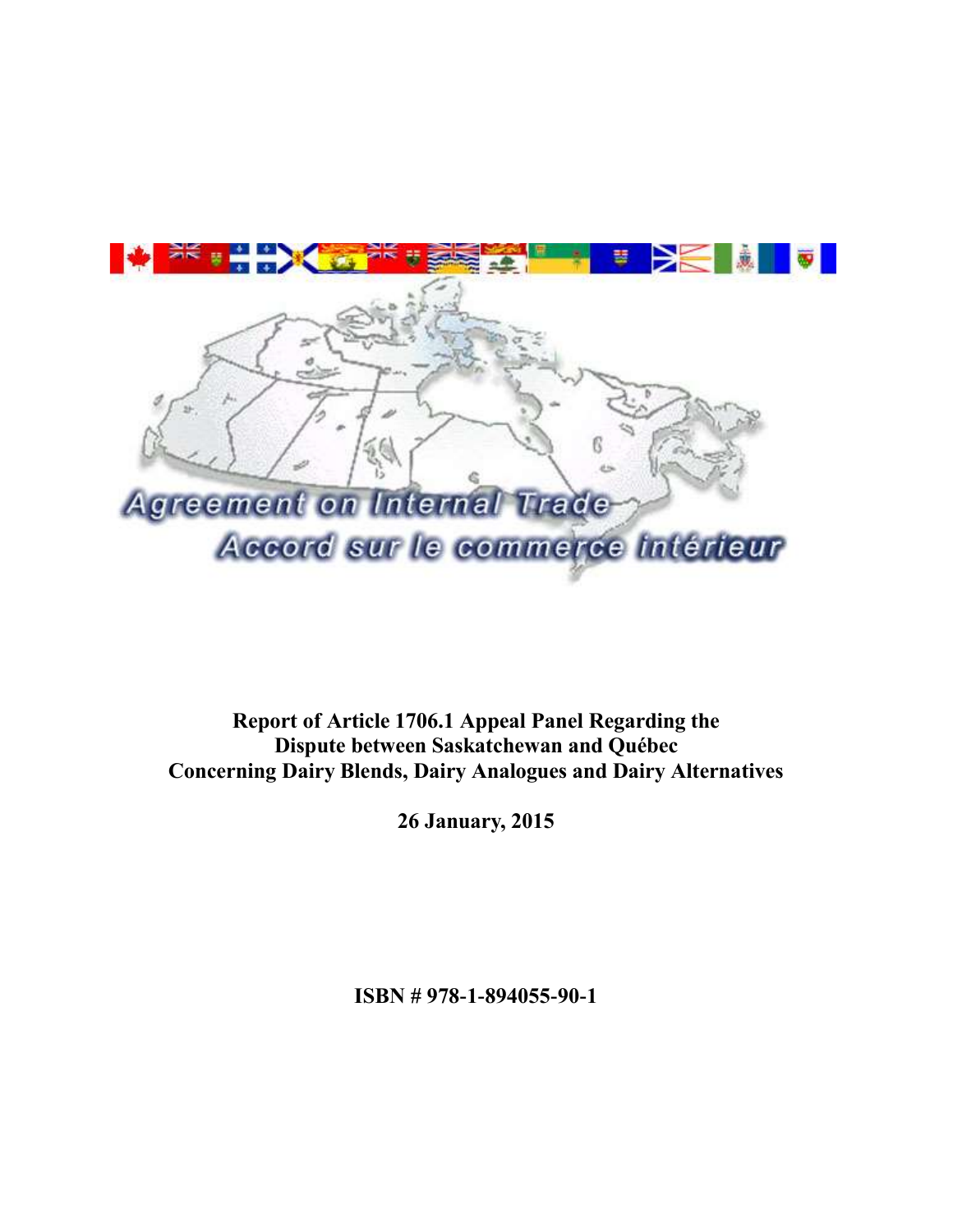Agreement on Internal Trade

Accord sur le commerce intérieur

**Report of Article 1706.1 Appeal Panel Regarding the Dispute between Saskatchewan and Québec Concerning Dairy Blends, Dairy Analogues and Dairy Alternatives**

**26 January, 2015**

**ISBN # 978-1-894055-90-1**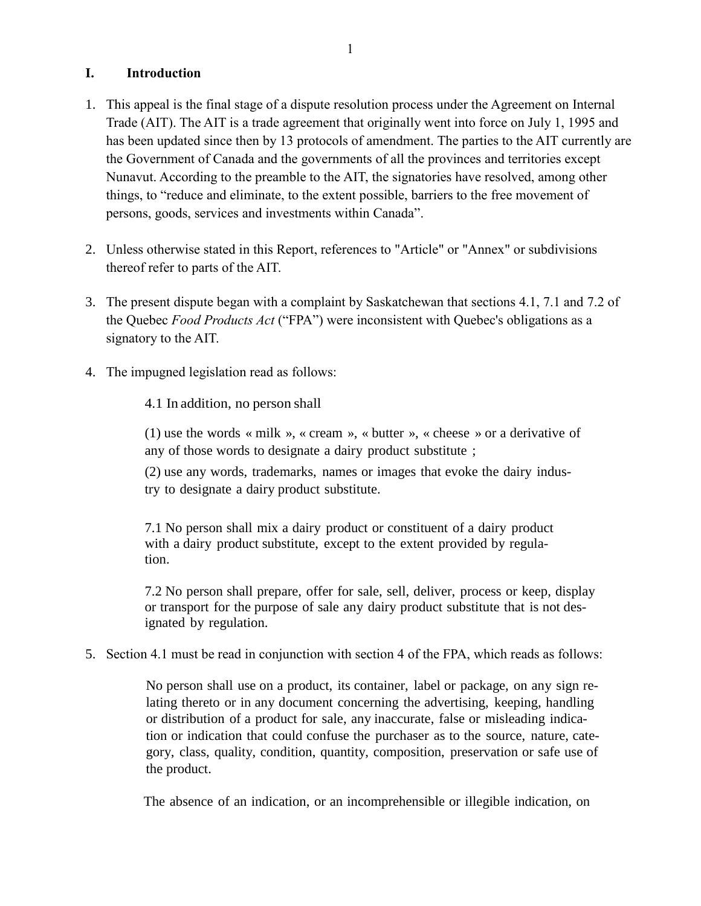## I. Introduction

1. This appeal is the final stage of a dispute resolution process under the Agreement on Internal Trade (AIT). The AIT is a trade agreement that originally went into force on July 1, 1995 and has been updated since then by 13 protocols of amendment. The parties to the AIT currently are the Government of Canada and the governments of all the provinces and territories except Nunavut. According to the preamble to the AIT, the signatories have resolved, among other things, to "reduce and eliminate, to the extent possible, barriers to the free movement of persons, goods, services and investments within Canada".

2. Unless otherwise stated in this Report, references to "Article" or "Annex" or subdivisions thereof refer to parts of the AIT.

3. The present dispute began with a complaint by Saskatchewan that sections 4.1, 7.1 and 7.2 of the Quebec *Food Products Act* ("FPA") were inconsistent with Quebec's obligations as a signatory to the AIT.

4. The impugned legislation read as follows:

   > 4.1 In addition, no person shall
   >
   > (1) use the words « milk », « cream », « butter », « cheese » or a derivative of any of those words to designate a dairy product substitute ;
   >
   > (2) use any words, trademarks, names or images that evoke the dairy industry to designate a dairy product substitute.
   >
   > 7.1 No person shall mix a dairy product or constituent of a dairy product with a dairy product substitute, except to the extent provided by regulation.
   >
   > 7.2 No person shall prepare, offer for sale, sell, deliver, process or keep, display or transport for the purpose of sale any dairy product substitute that is not designated by regulation.

5. Section 4.1 must be read in conjunction with section 4 of the FPA, which reads as follows:

   > No person shall use on a product, its container, label or package, on any sign relating thereto or in any document concerning the advertising, keeping, handling or distribution of a product for sale, any inaccurate, false or misleading indication or indication that could confuse the purchaser as to the source, nature, category, class, quality, condition, quantity, composition, preservation or safe use of the product.
   >
   > The absence of an indication, or an incomprehensible or illegible indication, on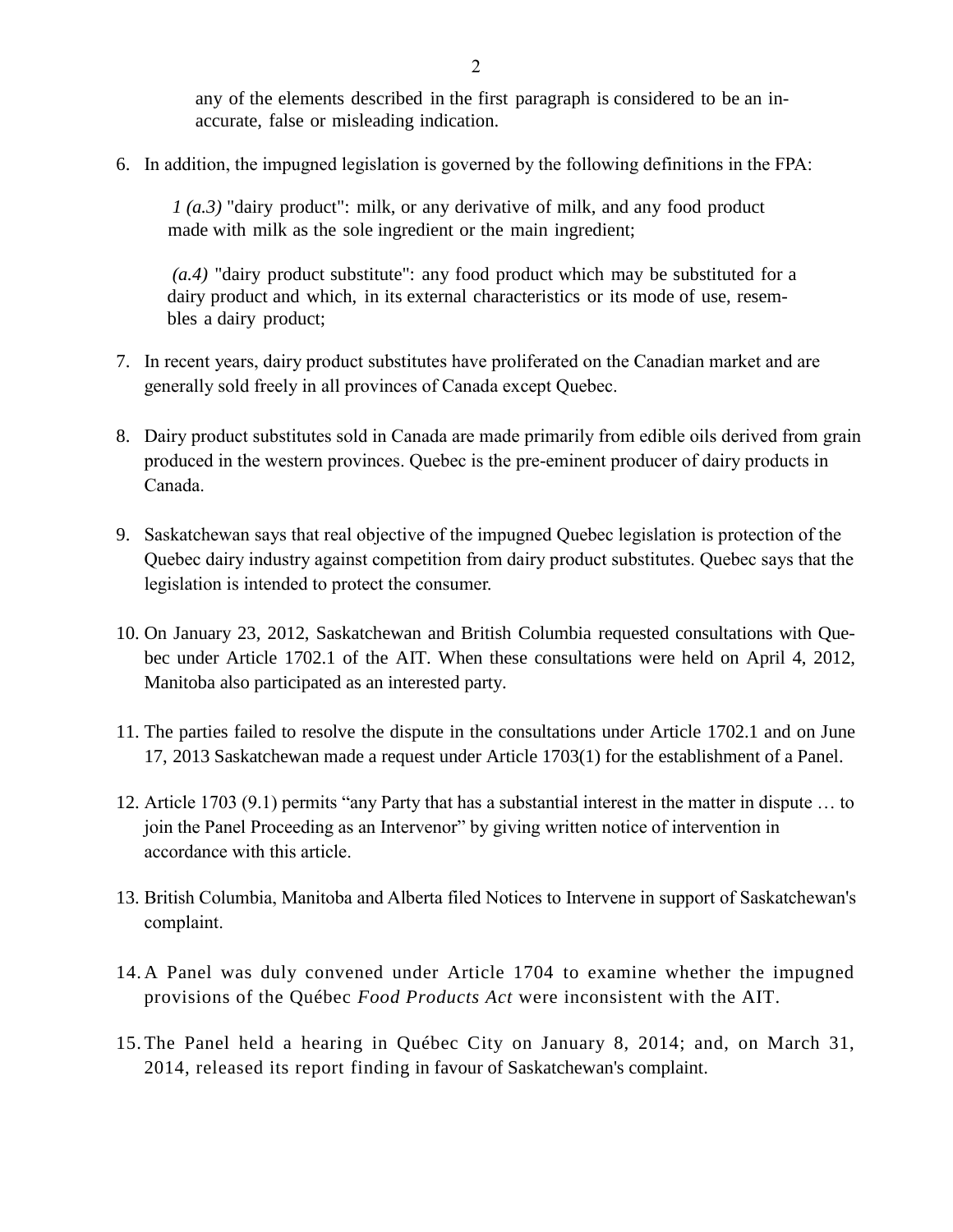any of the elements described in the first paragraph is considered to be an inaccurate, false or misleading indication.

6. In addition, the impugned legislation is governed by the following definitions in the FPA:

   *1 (a.3)* "dairy product": milk, or any derivative of milk, and any food product made with milk as the sole ingredient or the main ingredient;

   *(a.4)* "dairy product substitute": any food product which may be substituted for a dairy product and which, in its external characteristics or its mode of use, resembles a dairy product;

7. In recent years, dairy product substitutes have proliferated on the Canadian market and are generally sold freely in all provinces of Canada except Quebec.

8. Dairy product substitutes sold in Canada are made primarily from edible oils derived from grain produced in the western provinces. Quebec is the pre-eminent producer of dairy products in Canada.

9. Saskatchewan says that real objective of the impugned Quebec legislation is protection of the Quebec dairy industry against competition from dairy product substitutes. Quebec says that the legislation is intended to protect the consumer.

10. On January 23, 2012, Saskatchewan and British Columbia requested consultations with Quebec under Article 1702.1 of the AIT. When these consultations were held on April 4, 2012, Manitoba also participated as an interested party.

11. The parties failed to resolve the dispute in the consultations under Article 1702.1 and on June 17, 2013 Saskatchewan made a request under Article 1703(1) for the establishment of a Panel.

12. Article 1703 (9.1) permits "any Party that has a substantial interest in the matter in dispute … to join the Panel Proceeding as an Intervenor" by giving written notice of intervention in accordance with this article.

13. British Columbia, Manitoba and Alberta filed Notices to Intervene in support of Saskatchewan's complaint.

14. A Panel was duly convened under Article 1704 to examine whether the impugned provisions of the Québec *Food Products Act* were inconsistent with the AIT.

15. The Panel held a hearing in Québec City on January 8, 2014; and, on March 31, 2014, released its report finding in favour of Saskatchewan's complaint.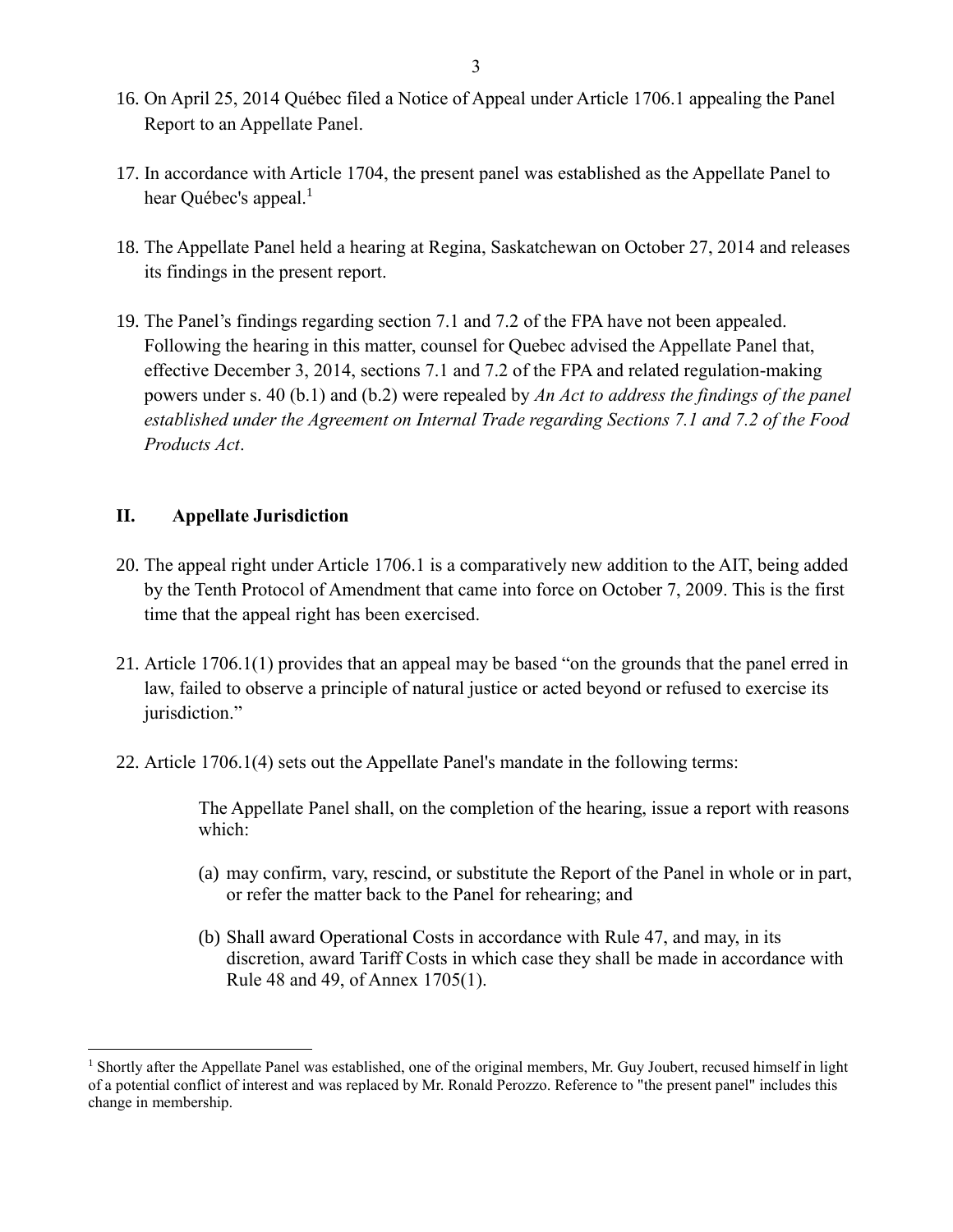16. On April 25, 2014 Québec filed a Notice of Appeal under Article 1706.1 appealing the Panel Report to an Appellate Panel.

17. In accordance with Article 1704, the present panel was established as the Appellate Panel to hear Québec's appeal.[1]

18. The Appellate Panel held a hearing at Regina, Saskatchewan on October 27, 2014 and releases its findings in the present report.

19. The Panel's findings regarding section 7.1 and 7.2 of the FPA have not been appealed. Following the hearing in this matter, counsel for Quebec advised the Appellate Panel that, effective December 3, 2014, sections 7.1 and 7.2 of the FPA and related regulation-making powers under s. 40 (b.1) and (b.2) were repealed by *An Act to address the findings of the panel established under the Agreement on Internal Trade regarding Sections 7.1 and 7.2 of the Food Products Act*.

## II. Appellate Jurisdiction

20. The appeal right under Article 1706.1 is a comparatively new addition to the AIT, being added by the Tenth Protocol of Amendment that came into force on October 7, 2009. This is the first time that the appeal right has been exercised.

21. Article 1706.1(1) provides that an appeal may be based "on the grounds that the panel erred in law, failed to observe a principle of natural justice or acted beyond or refused to exercise its jurisdiction."

22. Article 1706.1(4) sets out the Appellate Panel's mandate in the following terms:

> The Appellate Panel shall, on the completion of the hearing, issue a report with reasons which:
>
> (a) may confirm, vary, rescind, or substitute the Report of the Panel in whole or in part, or refer the matter back to the Panel for rehearing; and
>
> (b) Shall award Operational Costs in accordance with Rule 47, and may, in its discretion, award Tariff Costs in which case they shall be made in accordance with Rule 48 and 49, of Annex 1705(1).

---

[1] Shortly after the Appellate Panel was established, one of the original members, Mr. Guy Joubert, recused himself in light of a potential conflict of interest and was replaced by Mr. Ronald Perozzo. Reference to "the present panel" includes this change in membership.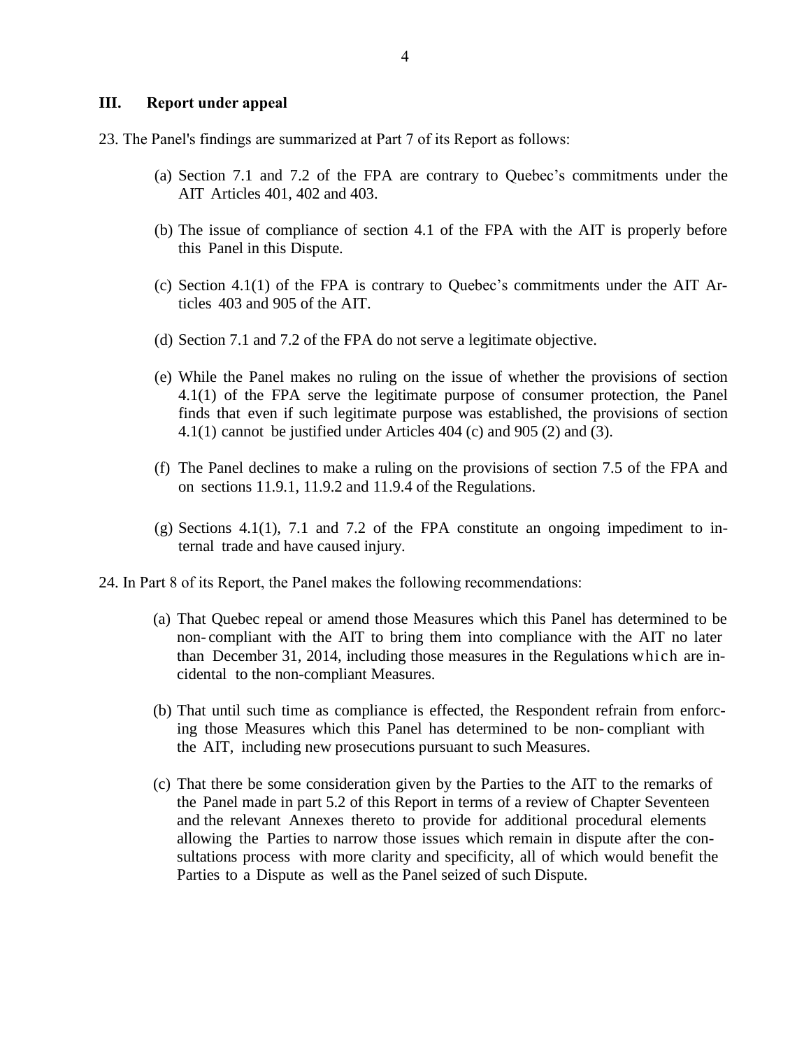## III. Report under appeal

23. The Panel's findings are summarized at Part 7 of its Report as follows:

(a) Section 7.1 and 7.2 of the FPA are contrary to Quebec's commitments under the AIT Articles 401, 402 and 403.

(b) The issue of compliance of section 4.1 of the FPA with the AIT is properly before this Panel in this Dispute.

(c) Section 4.1(1) of the FPA is contrary to Quebec's commitments under the AIT Articles 403 and 905 of the AIT.

(d) Section 7.1 and 7.2 of the FPA do not serve a legitimate objective.

(e) While the Panel makes no ruling on the issue of whether the provisions of section 4.1(1) of the FPA serve the legitimate purpose of consumer protection, the Panel finds that even if such legitimate purpose was established, the provisions of section 4.1(1) cannot be justified under Articles 404 (c) and 905 (2) and (3).

(f) The Panel declines to make a ruling on the provisions of section 7.5 of the FPA and on sections 11.9.1, 11.9.2 and 11.9.4 of the Regulations.

(g) Sections 4.1(1), 7.1 and 7.2 of the FPA constitute an ongoing impediment to internal trade and have caused injury.

24. In Part 8 of its Report, the Panel makes the following recommendations:

(a) That Quebec repeal or amend those Measures which this Panel has determined to be non-compliant with the AIT to bring them into compliance with the AIT no later than December 31, 2014, including those measures in the Regulations which are incidental to the non-compliant Measures.

(b) That until such time as compliance is effected, the Respondent refrain from enforcing those Measures which this Panel has determined to be non-compliant with the AIT, including new prosecutions pursuant to such Measures.

(c) That there be some consideration given by the Parties to the AIT to the remarks of the Panel made in part 5.2 of this Report in terms of a review of Chapter Seventeen and the relevant Annexes thereto to provide for additional procedural elements allowing the Parties to narrow those issues which remain in dispute after the consultations process with more clarity and specificity, all of which would benefit the Parties to a Dispute as well as the Panel seized of such Dispute.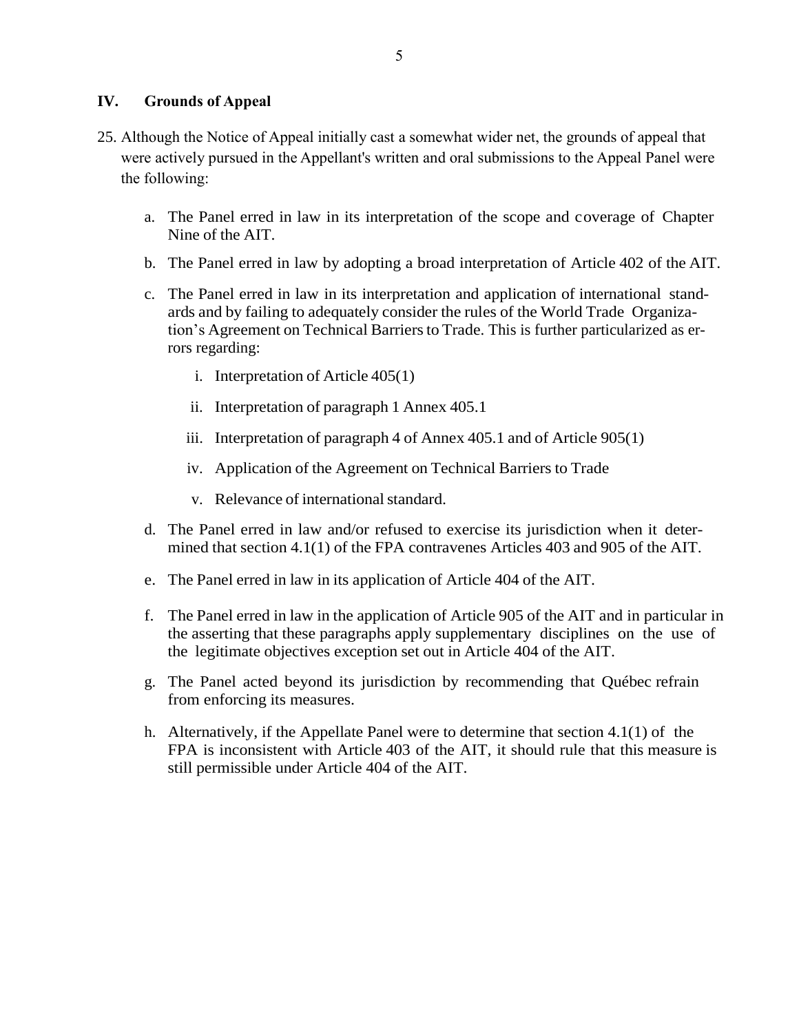## IV. Grounds of Appeal

25. Although the Notice of Appeal initially cast a somewhat wider net, the grounds of appeal that were actively pursued in the Appellant's written and oral submissions to the Appeal Panel were the following:

    a. The Panel erred in law in its interpretation of the scope and coverage of Chapter Nine of the AIT.

    b. The Panel erred in law by adopting a broad interpretation of Article 402 of the AIT.

    c. The Panel erred in law in its interpretation and application of international standards and by failing to adequately consider the rules of the World Trade Organization's Agreement on Technical Barriers to Trade. This is further particularized as errors regarding:

        i. Interpretation of Article 405(1)

        ii. Interpretation of paragraph 1 Annex 405.1

        iii. Interpretation of paragraph 4 of Annex 405.1 and of Article 905(1)

        iv. Application of the Agreement on Technical Barriers to Trade

        v. Relevance of international standard.

    d. The Panel erred in law and/or refused to exercise its jurisdiction when it determined that section 4.1(1) of the FPA contravenes Articles 403 and 905 of the AIT.

    e. The Panel erred in law in its application of Article 404 of the AIT.

    f. The Panel erred in law in the application of Article 905 of the AIT and in particular in the asserting that these paragraphs apply supplementary disciplines on the use of the legitimate objectives exception set out in Article 404 of the AIT.

    g. The Panel acted beyond its jurisdiction by recommending that Québec refrain from enforcing its measures.

    h. Alternatively, if the Appellate Panel were to determine that section 4.1(1) of the FPA is inconsistent with Article 403 of the AIT, it should rule that this measure is still permissible under Article 404 of the AIT.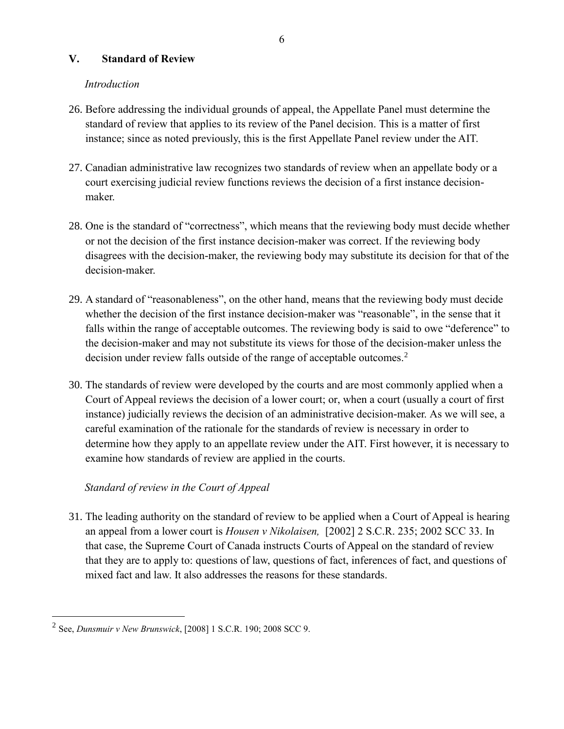## V. Standard of Review

*Introduction*

26. Before addressing the individual grounds of appeal, the Appellate Panel must determine the standard of review that applies to its review of the Panel decision. This is a matter of first instance; since as noted previously, this is the first Appellate Panel review under the AIT.

27. Canadian administrative law recognizes two standards of review when an appellate body or a court exercising judicial review functions reviews the decision of a first instance decision-maker.

28. One is the standard of "correctness", which means that the reviewing body must decide whether or not the decision of the first instance decision-maker was correct. If the reviewing body disagrees with the decision-maker, the reviewing body may substitute its decision for that of the decision-maker.

29. A standard of "reasonableness", on the other hand, means that the reviewing body must decide whether the decision of the first instance decision-maker was "reasonable", in the sense that it falls within the range of acceptable outcomes. The reviewing body is said to owe "deference" to the decision-maker and may not substitute its views for those of the decision-maker unless the decision under review falls outside of the range of acceptable outcomes.[2]

30. The standards of review were developed by the courts and are most commonly applied when a Court of Appeal reviews the decision of a lower court; or, when a court (usually a court of first instance) judicially reviews the decision of an administrative decision-maker. As we will see, a careful examination of the rationale for the standards of review is necessary in order to determine how they apply to an appellate review under the AIT. First however, it is necessary to examine how standards of review are applied in the courts.

*Standard of review in the Court of Appeal*

31. The leading authority on the standard of review to be applied when a Court of Appeal is hearing an appeal from a lower court is *Housen v Nikolaisen,* [2002] 2 S.C.R. 235; 2002 SCC 33. In that case, the Supreme Court of Canada instructs Courts of Appeal on the standard of review that they are to apply to: questions of law, questions of fact, inferences of fact, and questions of mixed fact and law. It also addresses the reasons for these standards.

---

[2] See, *Dunsmuir v New Brunswick*, [2008] 1 S.C.R. 190; 2008 SCC 9.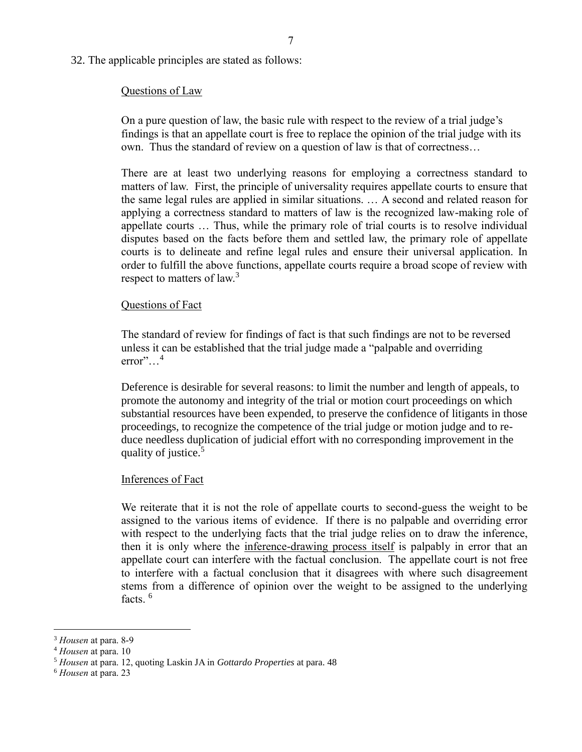32. The applicable principles are stated as follows:

> Questions of Law
>
> On a pure question of law, the basic rule with respect to the review of a trial judge's findings is that an appellate court is free to replace the opinion of the trial judge with its own. Thus the standard of review on a question of law is that of correctness…
>
> There are at least two underlying reasons for employing a correctness standard to matters of law. First, the principle of universality requires appellate courts to ensure that the same legal rules are applied in similar situations. … A second and related reason for applying a correctness standard to matters of law is the recognized law-making role of appellate courts … Thus, while the primary role of trial courts is to resolve individual disputes based on the facts before them and settled law, the primary role of appellate courts is to delineate and refine legal rules and ensure their universal application. In order to fulfill the above functions, appellate courts require a broad scope of review with respect to matters of law.[3]
>
> Questions of Fact
>
> The standard of review for findings of fact is that such findings are not to be reversed unless it can be established that the trial judge made a "palpable and overriding error"…[4]
>
> Deference is desirable for several reasons: to limit the number and length of appeals, to promote the autonomy and integrity of the trial or motion court proceedings on which substantial resources have been expended, to preserve the confidence of litigants in those proceedings, to recognize the competence of the trial judge or motion judge and to reduce needless duplication of judicial effort with no corresponding improvement in the quality of justice.[5]
>
> Inferences of Fact
>
> We reiterate that it is not the role of appellate courts to second-guess the weight to be assigned to the various items of evidence. If there is no palpable and overriding error with respect to the underlying facts that the trial judge relies on to draw the inference, then it is only where the inference-drawing process itself is palpably in error that an appellate court can interfere with the factual conclusion. The appellate court is not free to interfere with a factual conclusion that it disagrees with where such disagreement stems from a difference of opinion over the weight to be assigned to the underlying facts.[6]

---

[3] *Housen* at para. 8-9

[4] *Housen* at para. 10

[5] *Housen* at para. 12, quoting Laskin JA in *Gottardo Properties* at para. 48

[6] *Housen* at para. 23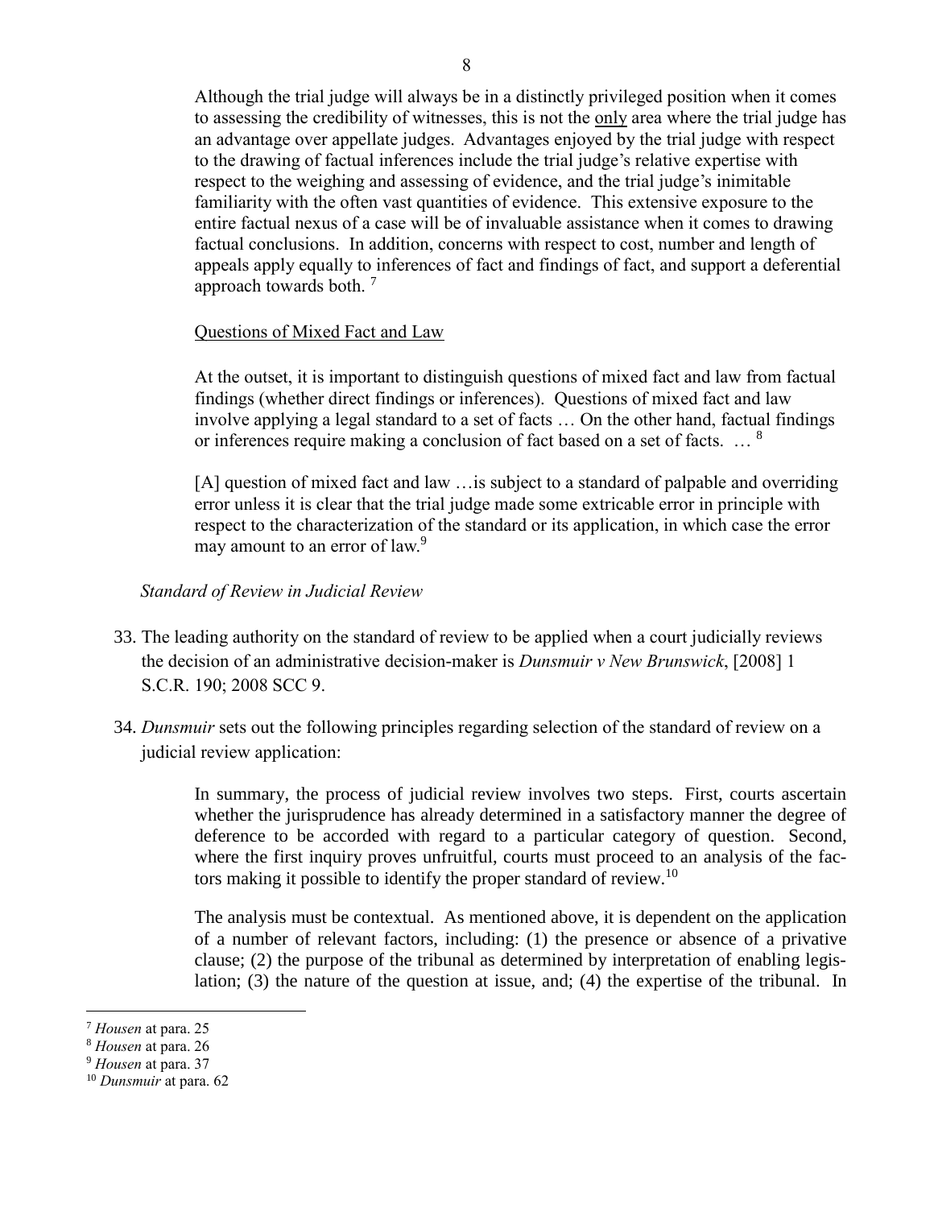> Although the trial judge will always be in a distinctly privileged position when it comes to assessing the credibility of witnesses, this is not the only area where the trial judge has an advantage over appellate judges. Advantages enjoyed by the trial judge with respect to the drawing of factual inferences include the trial judge's relative expertise with respect to the weighing and assessing of evidence, and the trial judge's inimitable familiarity with the often vast quantities of evidence. This extensive exposure to the entire factual nexus of a case will be of invaluable assistance when it comes to drawing factual conclusions. In addition, concerns with respect to cost, number and length of appeals apply equally to inferences of fact and findings of fact, and support a deferential approach towards both. [7]
>
> Questions of Mixed Fact and Law
>
> At the outset, it is important to distinguish questions of mixed fact and law from factual findings (whether direct findings or inferences). Questions of mixed fact and law involve applying a legal standard to a set of facts … On the other hand, factual findings or inferences require making a conclusion of fact based on a set of facts. … [8]
>
> [A] question of mixed fact and law …is subject to a standard of palpable and overriding error unless it is clear that the trial judge made some extricable error in principle with respect to the characterization of the standard or its application, in which case the error may amount to an error of law.[9]

*Standard of Review in Judicial Review*

33. The leading authority on the standard of review to be applied when a court judicially reviews the decision of an administrative decision-maker is *Dunsmuir v New Brunswick*, [2008] 1 S.C.R. 190; 2008 SCC 9.

34. *Dunsmuir* sets out the following principles regarding selection of the standard of review on a judicial review application:

> In summary, the process of judicial review involves two steps. First, courts ascertain whether the jurisprudence has already determined in a satisfactory manner the degree of deference to be accorded with regard to a particular category of question. Second, where the first inquiry proves unfruitful, courts must proceed to an analysis of the factors making it possible to identify the proper standard of review.[10]
>
> The analysis must be contextual. As mentioned above, it is dependent on the application of a number of relevant factors, including: (1) the presence or absence of a privative clause; (2) the purpose of the tribunal as determined by interpretation of enabling legislation; (3) the nature of the question at issue, and; (4) the expertise of the tribunal. In

---

[7] *Housen* at para. 25
[8] *Housen* at para. 26
[9] *Housen* at para. 37
[10] *Dunsmuir* at para. 62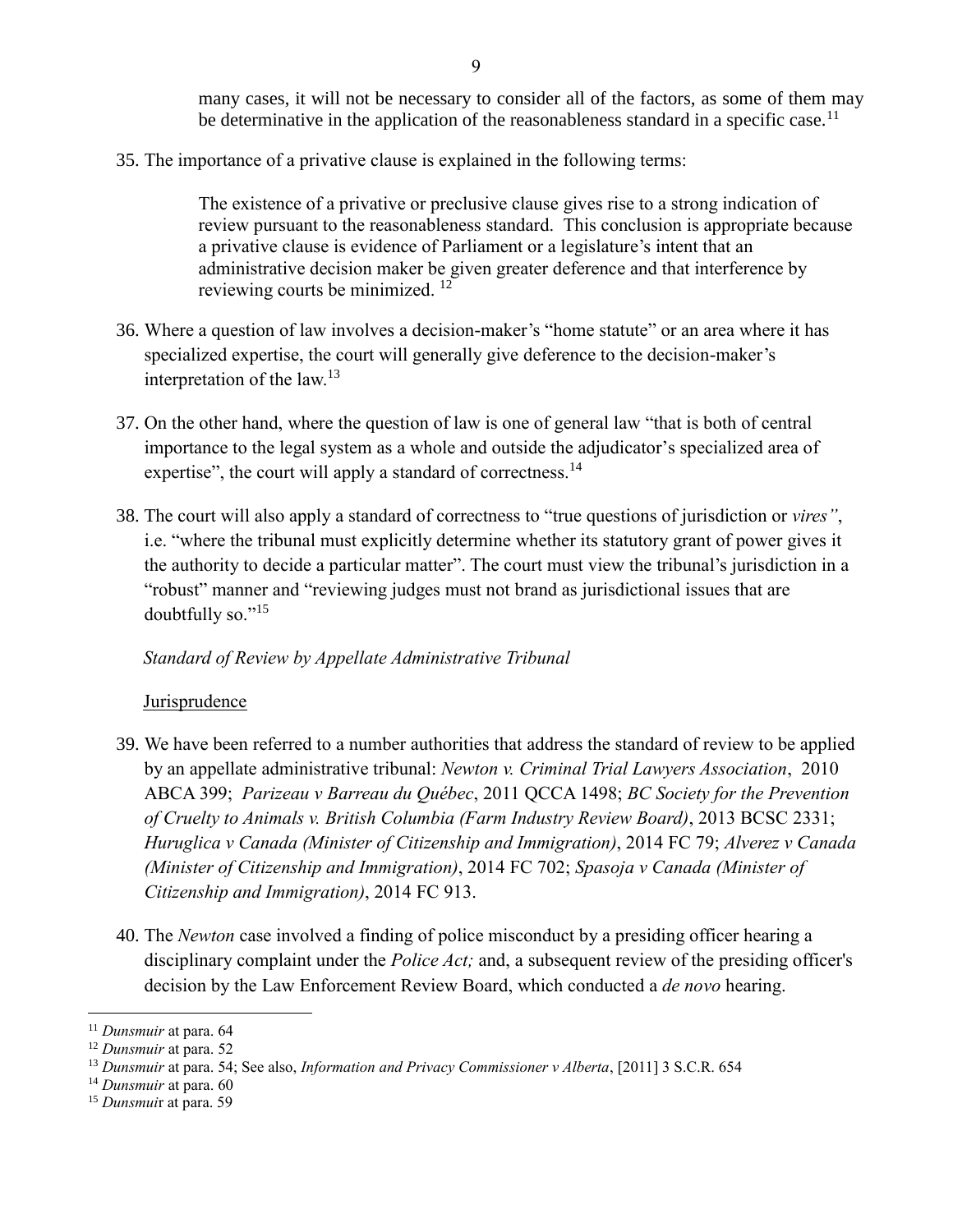many cases, it will not be necessary to consider all of the factors, as some of them may be determinative in the application of the reasonableness standard in a specific case.[11]

35. The importance of a privative clause is explained in the following terms:

> The existence of a privative or preclusive clause gives rise to a strong indication of review pursuant to the reasonableness standard. This conclusion is appropriate because a privative clause is evidence of Parliament or a legislature's intent that an administrative decision maker be given greater deference and that interference by reviewing courts be minimized. [12]

36. Where a question of law involves a decision-maker's "home statute" or an area where it has specialized expertise, the court will generally give deference to the decision-maker's interpretation of the law.[13]

37. On the other hand, where the question of law is one of general law "that is both of central importance to the legal system as a whole and outside the adjudicator's specialized area of expertise", the court will apply a standard of correctness.[14]

38. The court will also apply a standard of correctness to "true questions of jurisdiction or *vires"*, i.e. "where the tribunal must explicitly determine whether its statutory grant of power gives it the authority to decide a particular matter". The court must view the tribunal's jurisdiction in a "robust" manner and "reviewing judges must not brand as jurisdictional issues that are doubtfully so."[15]

*Standard of Review by Appellate Administrative Tribunal*

Jurisprudence

39. We have been referred to a number authorities that address the standard of review to be applied by an appellate administrative tribunal: *Newton v. Criminal Trial Lawyers Association*, 2010 ABCA 399; *Parizeau v Barreau du Québec*, 2011 QCCA 1498; *BC Society for the Prevention of Cruelty to Animals v. British Columbia (Farm Industry Review Board)*, 2013 BCSC 2331; *Huruglica v Canada (Minister of Citizenship and Immigration)*, 2014 FC 79; *Alverez v Canada (Minister of Citizenship and Immigration)*, 2014 FC 702; *Spasoja v Canada (Minister of Citizenship and Immigration)*, 2014 FC 913.

40. The *Newton* case involved a finding of police misconduct by a presiding officer hearing a disciplinary complaint under the *Police Act;* and, a subsequent review of the presiding officer's decision by the Law Enforcement Review Board, which conducted a *de novo* hearing.

---

[11] *Dunsmuir* at para. 64
[12] *Dunsmuir* at para. 52
[13] *Dunsmuir* at para. 54; See also, *Information and Privacy Commissioner v Alberta*, [2011] 3 S.C.R. 654
[14] *Dunsmuir* at para. 60
[15] *Dunsmuir* at para. 59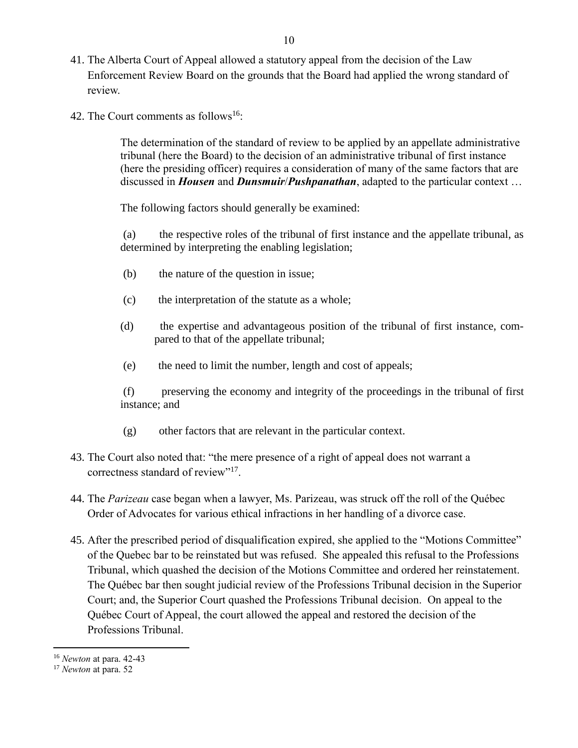41. The Alberta Court of Appeal allowed a statutory appeal from the decision of the Law Enforcement Review Board on the grounds that the Board had applied the wrong standard of review.

42. The Court comments as follows[16]:

> The determination of the standard of review to be applied by an appellate administrative tribunal (here the Board) to the decision of an administrative tribunal of first instance (here the presiding officer) requires a consideration of many of the same factors that are discussed in ***Housen*** and ***Dunsmuir*/*Pushpanathan***, adapted to the particular context …
>
> The following factors should generally be examined:
>
> (a) the respective roles of the tribunal of first instance and the appellate tribunal, as determined by interpreting the enabling legislation;
>
> (b) the nature of the question in issue;
>
> (c) the interpretation of the statute as a whole;
>
> (d) the expertise and advantageous position of the tribunal of first instance, compared to that of the appellate tribunal;
>
> (e) the need to limit the number, length and cost of appeals;
>
> (f) preserving the economy and integrity of the proceedings in the tribunal of first instance; and
>
> (g) other factors that are relevant in the particular context.

43. The Court also noted that: "the mere presence of a right of appeal does not warrant a correctness standard of review"[17].

44. The *Parizeau* case began when a lawyer, Ms. Parizeau, was struck off the roll of the Québec Order of Advocates for various ethical infractions in her handling of a divorce case.

45. After the prescribed period of disqualification expired, she applied to the "Motions Committee" of the Quebec bar to be reinstated but was refused. She appealed this refusal to the Professions Tribunal, which quashed the decision of the Motions Committee and ordered her reinstatement. The Québec bar then sought judicial review of the Professions Tribunal decision in the Superior Court; and, the Superior Court quashed the Professions Tribunal decision. On appeal to the Québec Court of Appeal, the court allowed the appeal and restored the decision of the Professions Tribunal.

---

[16] *Newton* at para. 42-43

[17] *Newton* at para. 52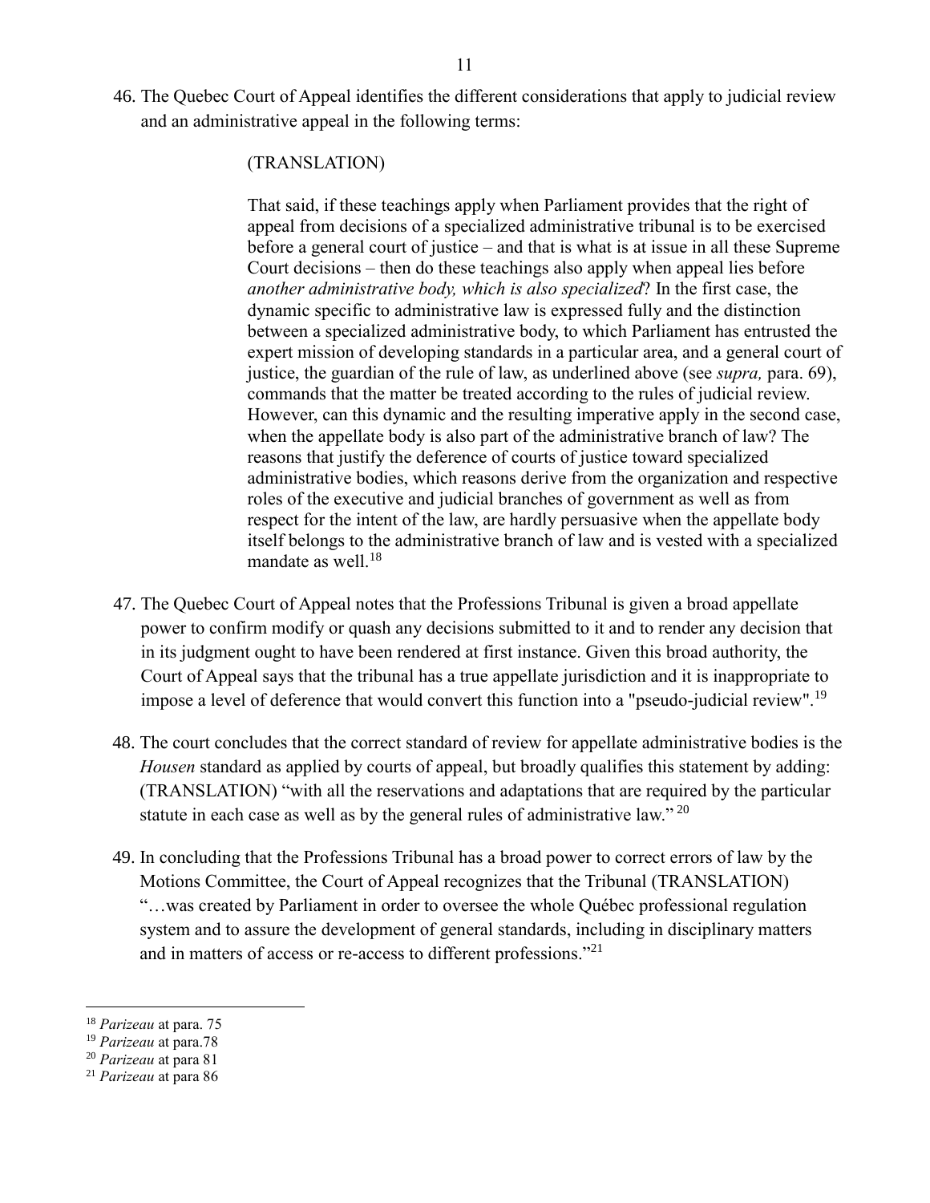46. The Quebec Court of Appeal identifies the different considerations that apply to judicial review and an administrative appeal in the following terms:

> (TRANSLATION)
>
> That said, if these teachings apply when Parliament provides that the right of appeal from decisions of a specialized administrative tribunal is to be exercised before a general court of justice – and that is what is at issue in all these Supreme Court decisions – then do these teachings also apply when appeal lies before *another administrative body, which is also specialized*? In the first case, the dynamic specific to administrative law is expressed fully and the distinction between a specialized administrative body, to which Parliament has entrusted the expert mission of developing standards in a particular area, and a general court of justice, the guardian of the rule of law, as underlined above (see *supra,* para. 69), commands that the matter be treated according to the rules of judicial review. However, can this dynamic and the resulting imperative apply in the second case, when the appellate body is also part of the administrative branch of law? The reasons that justify the deference of courts of justice toward specialized administrative bodies, which reasons derive from the organization and respective roles of the executive and judicial branches of government as well as from respect for the intent of the law, are hardly persuasive when the appellate body itself belongs to the administrative branch of law and is vested with a specialized mandate as well.[18]

47. The Quebec Court of Appeal notes that the Professions Tribunal is given a broad appellate power to confirm modify or quash any decisions submitted to it and to render any decision that in its judgment ought to have been rendered at first instance. Given this broad authority, the Court of Appeal says that the tribunal has a true appellate jurisdiction and it is inappropriate to impose a level of deference that would convert this function into a "pseudo-judicial review".[19]

48. The court concludes that the correct standard of review for appellate administrative bodies is the *Housen* standard as applied by courts of appeal, but broadly qualifies this statement by adding: (TRANSLATION) "with all the reservations and adaptations that are required by the particular statute in each case as well as by the general rules of administrative law." [20]

49. In concluding that the Professions Tribunal has a broad power to correct errors of law by the Motions Committee, the Court of Appeal recognizes that the Tribunal (TRANSLATION) "…was created by Parliament in order to oversee the whole Québec professional regulation system and to assure the development of general standards, including in disciplinary matters and in matters of access or re-access to different professions."[21]

---

[18] *Parizeau* at para. 75

[19] *Parizeau* at para.78

[20] *Parizeau* at para 81

[21] *Parizeau* at para 86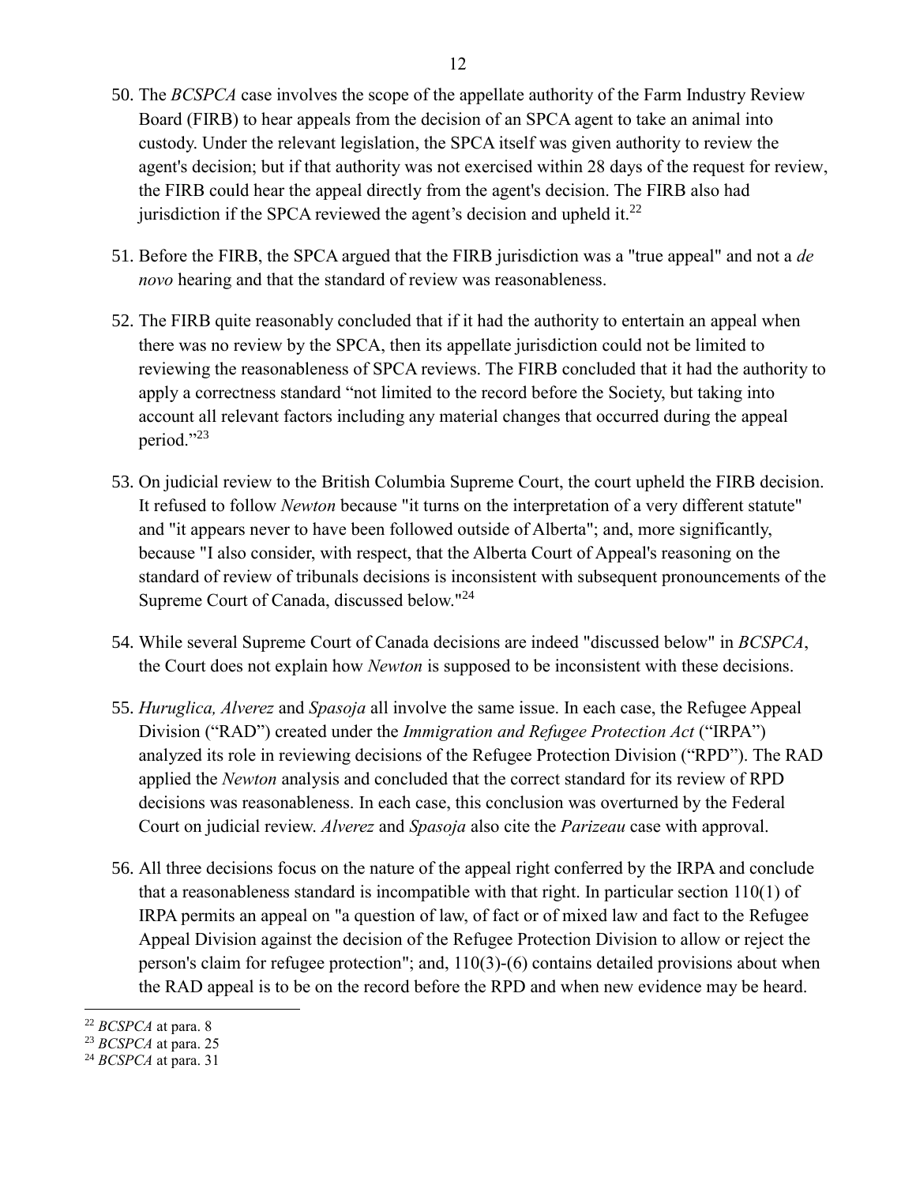50. The *BCSPCA* case involves the scope of the appellate authority of the Farm Industry Review Board (FIRB) to hear appeals from the decision of an SPCA agent to take an animal into custody. Under the relevant legislation, the SPCA itself was given authority to review the agent's decision; but if that authority was not exercised within 28 days of the request for review, the FIRB could hear the appeal directly from the agent's decision. The FIRB also had jurisdiction if the SPCA reviewed the agent's decision and upheld it.[22]

51. Before the FIRB, the SPCA argued that the FIRB jurisdiction was a "true appeal" and not a *de novo* hearing and that the standard of review was reasonableness.

52. The FIRB quite reasonably concluded that if it had the authority to entertain an appeal when there was no review by the SPCA, then its appellate jurisdiction could not be limited to reviewing the reasonableness of SPCA reviews. The FIRB concluded that it had the authority to apply a correctness standard "not limited to the record before the Society, but taking into account all relevant factors including any material changes that occurred during the appeal period."[23]

53. On judicial review to the British Columbia Supreme Court, the court upheld the FIRB decision. It refused to follow *Newton* because "it turns on the interpretation of a very different statute" and "it appears never to have been followed outside of Alberta"; and, more significantly, because "I also consider, with respect, that the Alberta Court of Appeal's reasoning on the standard of review of tribunals decisions is inconsistent with subsequent pronouncements of the Supreme Court of Canada, discussed below."[24]

54. While several Supreme Court of Canada decisions are indeed "discussed below" in *BCSPCA*, the Court does not explain how *Newton* is supposed to be inconsistent with these decisions.

55. *Huruglica, Alverez* and *Spasoja* all involve the same issue. In each case, the Refugee Appeal Division ("RAD") created under the *Immigration and Refugee Protection Act* ("IRPA") analyzed its role in reviewing decisions of the Refugee Protection Division ("RPD"). The RAD applied the *Newton* analysis and concluded that the correct standard for its review of RPD decisions was reasonableness. In each case, this conclusion was overturned by the Federal Court on judicial review. *Alverez* and *Spasoja* also cite the *Parizeau* case with approval.

56. All three decisions focus on the nature of the appeal right conferred by the IRPA and conclude that a reasonableness standard is incompatible with that right. In particular section 110(1) of IRPA permits an appeal on "a question of law, of fact or of mixed law and fact to the Refugee Appeal Division against the decision of the Refugee Protection Division to allow or reject the person's claim for refugee protection"; and, 110(3)-(6) contains detailed provisions about when the RAD appeal is to be on the record before the RPD and when new evidence may be heard.

[22] *BCSPCA* at para. 8

[23] *BCSPCA* at para. 25

[24] *BCSPCA* at para. 31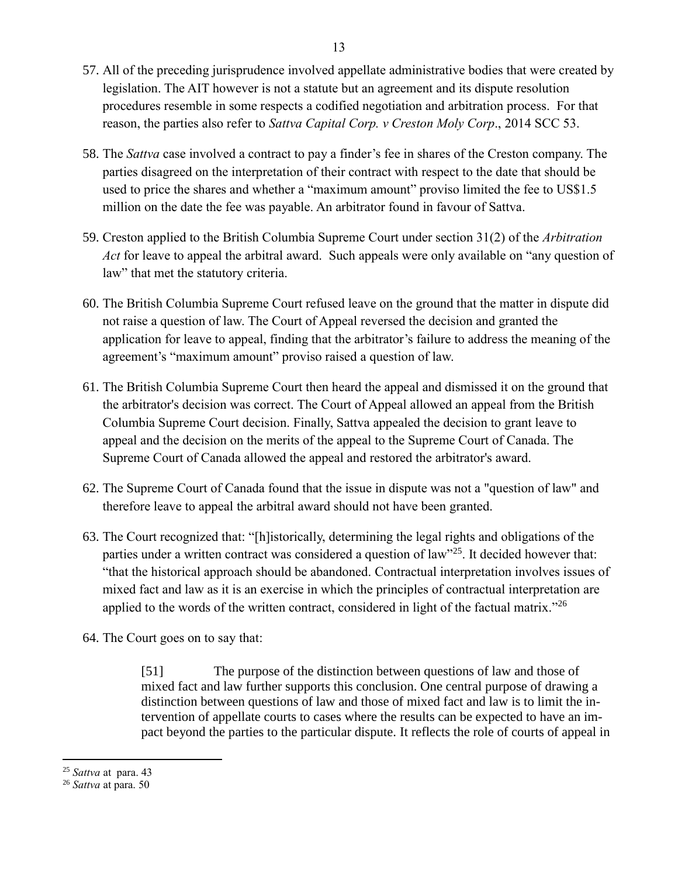57. All of the preceding jurisprudence involved appellate administrative bodies that were created by legislation. The AIT however is not a statute but an agreement and its dispute resolution procedures resemble in some respects a codified negotiation and arbitration process. For that reason, the parties also refer to *Sattva Capital Corp. v Creston Moly Corp*., 2014 SCC 53.

58. The *Sattva* case involved a contract to pay a finder's fee in shares of the Creston company. The parties disagreed on the interpretation of their contract with respect to the date that should be used to price the shares and whether a "maximum amount" proviso limited the fee to US$1.5 million on the date the fee was payable. An arbitrator found in favour of Sattva.

59. Creston applied to the British Columbia Supreme Court under section 31(2) of the *Arbitration Act* for leave to appeal the arbitral award. Such appeals were only available on "any question of law" that met the statutory criteria.

60. The British Columbia Supreme Court refused leave on the ground that the matter in dispute did not raise a question of law. The Court of Appeal reversed the decision and granted the application for leave to appeal, finding that the arbitrator's failure to address the meaning of the agreement's "maximum amount" proviso raised a question of law.

61. The British Columbia Supreme Court then heard the appeal and dismissed it on the ground that the arbitrator's decision was correct. The Court of Appeal allowed an appeal from the British Columbia Supreme Court decision. Finally, Sattva appealed the decision to grant leave to appeal and the decision on the merits of the appeal to the Supreme Court of Canada. The Supreme Court of Canada allowed the appeal and restored the arbitrator's award.

62. The Supreme Court of Canada found that the issue in dispute was not a "question of law" and therefore leave to appeal the arbitral award should not have been granted.

63. The Court recognized that: "[h]istorically, determining the legal rights and obligations of the parties under a written contract was considered a question of law"[25]. It decided however that: "that the historical approach should be abandoned. Contractual interpretation involves issues of mixed fact and law as it is an exercise in which the principles of contractual interpretation are applied to the words of the written contract, considered in light of the factual matrix."[26]

64. The Court goes on to say that:

> [51] The purpose of the distinction between questions of law and those of mixed fact and law further supports this conclusion. One central purpose of drawing a distinction between questions of law and those of mixed fact and law is to limit the intervention of appellate courts to cases where the results can be expected to have an impact beyond the parties to the particular dispute. It reflects the role of courts of appeal in

---

[25] *Sattva* at para. 43

[26] *Sattva* at para. 50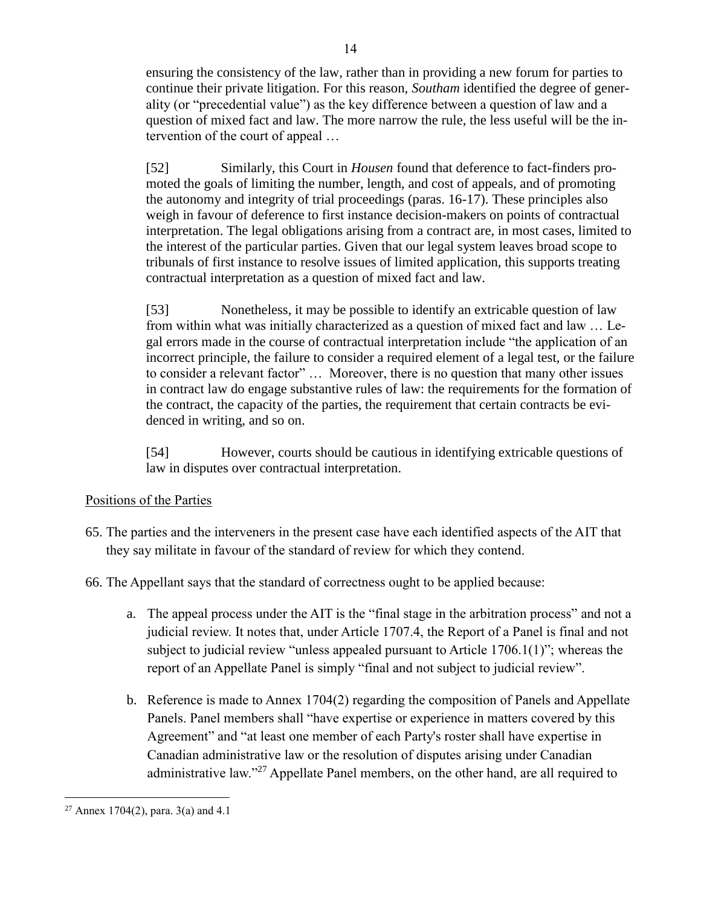ensuring the consistency of the law, rather than in providing a new forum for parties to continue their private litigation. For this reason, *Southam* identified the degree of generality (or "precedential value") as the key difference between a question of law and a question of mixed fact and law. The more narrow the rule, the less useful will be the intervention of the court of appeal …

> [52] Similarly, this Court in *Housen* found that deference to fact-finders promoted the goals of limiting the number, length, and cost of appeals, and of promoting the autonomy and integrity of trial proceedings (paras. 16-17). These principles also weigh in favour of deference to first instance decision-makers on points of contractual interpretation. The legal obligations arising from a contract are, in most cases, limited to the interest of the particular parties. Given that our legal system leaves broad scope to tribunals of first instance to resolve issues of limited application, this supports treating contractual interpretation as a question of mixed fact and law.
>
> [53] Nonetheless, it may be possible to identify an extricable question of law from within what was initially characterized as a question of mixed fact and law … Legal errors made in the course of contractual interpretation include "the application of an incorrect principle, the failure to consider a required element of a legal test, or the failure to consider a relevant factor" … Moreover, there is no question that many other issues in contract law do engage substantive rules of law: the requirements for the formation of the contract, the capacity of the parties, the requirement that certain contracts be evidenced in writing, and so on.
>
> [54] However, courts should be cautious in identifying extricable questions of law in disputes over contractual interpretation.

<u>Positions of the Parties</u>

65. The parties and the interveners in the present case have each identified aspects of the AIT that they say militate in favour of the standard of review for which they contend.

66. The Appellant says that the standard of correctness ought to be applied because:

    a. The appeal process under the AIT is the "final stage in the arbitration process" and not a judicial review. It notes that, under Article 1707.4, the Report of a Panel is final and not subject to judicial review "unless appealed pursuant to Article 1706.1(1)"; whereas the report of an Appellate Panel is simply "final and not subject to judicial review".

    b. Reference is made to Annex 1704(2) regarding the composition of Panels and Appellate Panels. Panel members shall "have expertise or experience in matters covered by this Agreement" and "at least one member of each Party's roster shall have expertise in Canadian administrative law or the resolution of disputes arising under Canadian administrative law."[27] Appellate Panel members, on the other hand, are all required to

[27] Annex 1704(2), para. 3(a) and 4.1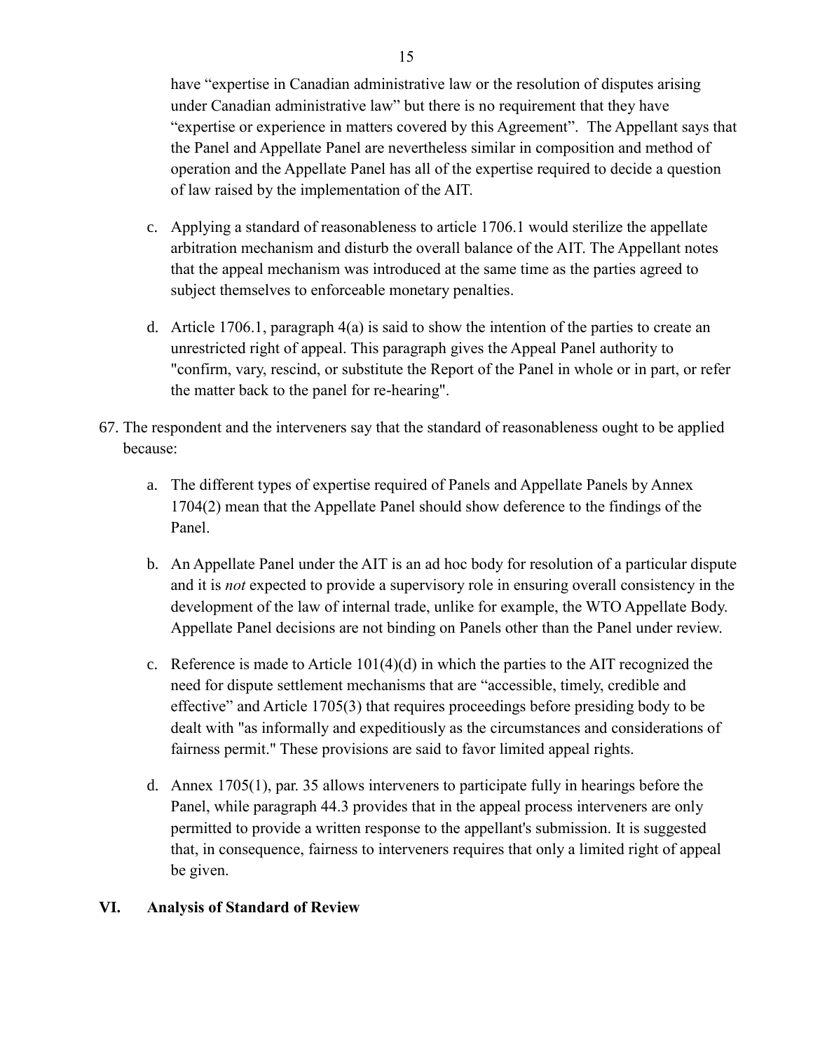have “expertise in Canadian administrative law or the resolution of disputes arising under Canadian administrative law” but there is no requirement that they have “expertise or experience in matters covered by this Agreement”. The Appellant says that the Panel and Appellate Panel are nevertheless similar in composition and method of operation and the Appellate Panel has all of the expertise required to decide a question of law raised by the implementation of the AIT.

c. Applying a standard of reasonableness to article 1706.1 would sterilize the appellate arbitration mechanism and disturb the overall balance of the AIT. The Appellant notes that the appeal mechanism was introduced at the same time as the parties agreed to subject themselves to enforceable monetary penalties.

d. Article 1706.1, paragraph 4(a) is said to show the intention of the parties to create an unrestricted right of appeal. This paragraph gives the Appeal Panel authority to "confirm, vary, rescind, or substitute the Report of the Panel in whole or in part, or refer the matter back to the panel for re-hearing".

67. The respondent and the interveners say that the standard of reasonableness ought to be applied because:

a. The different types of expertise required of Panels and Appellate Panels by Annex 1704(2) mean that the Appellate Panel should show deference to the findings of the Panel.

b. An Appellate Panel under the AIT is an ad hoc body for resolution of a particular dispute and it is *not* expected to provide a supervisory role in ensuring overall consistency in the development of the law of internal trade, unlike for example, the WTO Appellate Body. Appellate Panel decisions are not binding on Panels other than the Panel under review.

c. Reference is made to Article 101(4)(d) in which the parties to the AIT recognized the need for dispute settlement mechanisms that are “accessible, timely, credible and effective” and Article 1705(3) that requires proceedings before presiding body to be dealt with "as informally and expeditiously as the circumstances and considerations of fairness permit." These provisions are said to favor limited appeal rights.

d. Annex 1705(1), par. 35 allows interveners to participate fully in hearings before the Panel, while paragraph 44.3 provides that in the appeal process interveners are only permitted to provide a written response to the appellant's submission. It is suggested that, in consequence, fairness to interveners requires that only a limited right of appeal be given.

## VI. Analysis of Standard of Review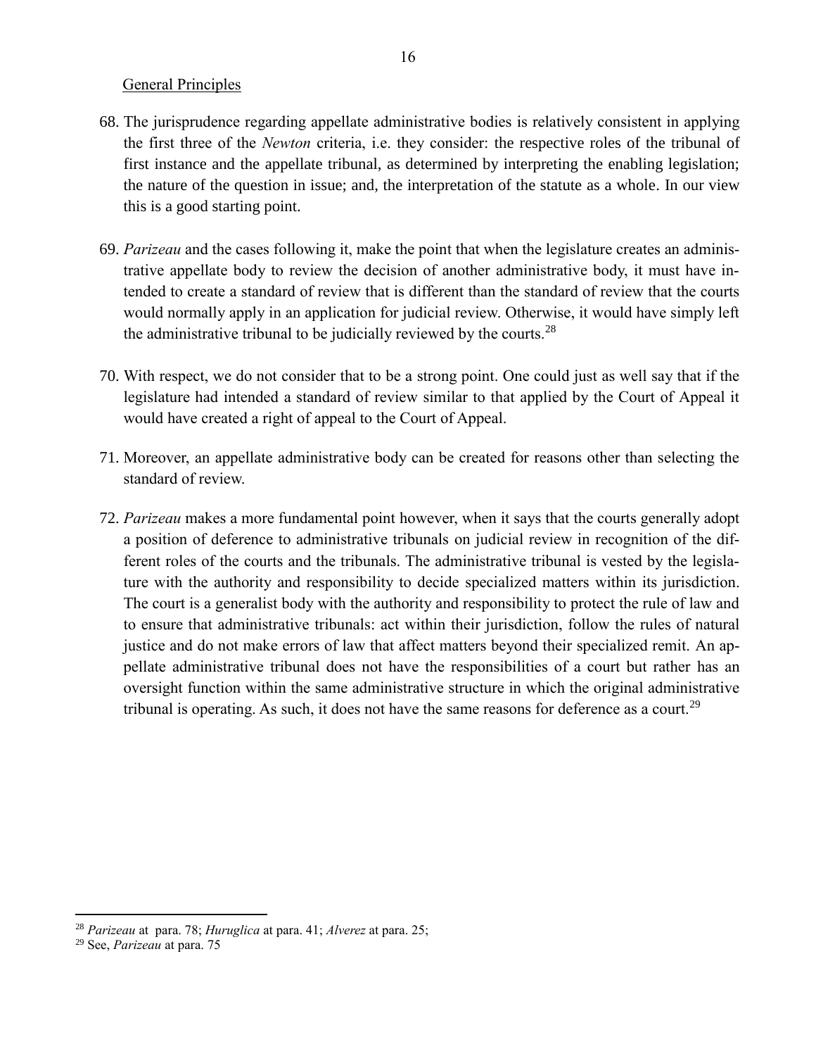General Principles

68. The jurisprudence regarding appellate administrative bodies is relatively consistent in applying the first three of the *Newton* criteria, i.e. they consider: the respective roles of the tribunal of first instance and the appellate tribunal, as determined by interpreting the enabling legislation; the nature of the question in issue; and, the interpretation of the statute as a whole. In our view this is a good starting point.

69. *Parizeau* and the cases following it, make the point that when the legislature creates an administrative appellate body to review the decision of another administrative body, it must have intended to create a standard of review that is different than the standard of review that the courts would normally apply in an application for judicial review. Otherwise, it would have simply left the administrative tribunal to be judicially reviewed by the courts.[28]

70. With respect, we do not consider that to be a strong point. One could just as well say that if the legislature had intended a standard of review similar to that applied by the Court of Appeal it would have created a right of appeal to the Court of Appeal.

71. Moreover, an appellate administrative body can be created for reasons other than selecting the standard of review.

72. *Parizeau* makes a more fundamental point however, when it says that the courts generally adopt a position of deference to administrative tribunals on judicial review in recognition of the different roles of the courts and the tribunals. The administrative tribunal is vested by the legislature with the authority and responsibility to decide specialized matters within its jurisdiction. The court is a generalist body with the authority and responsibility to protect the rule of law and to ensure that administrative tribunals: act within their jurisdiction, follow the rules of natural justice and do not make errors of law that affect matters beyond their specialized remit. An appellate administrative tribunal does not have the responsibilities of a court but rather has an oversight function within the same administrative structure in which the original administrative tribunal is operating. As such, it does not have the same reasons for deference as a court.[29]

---

[28] *Parizeau* at para. 78; *Huruglica* at para. 41; *Alverez* at para. 25;

[29] See, *Parizeau* at para. 75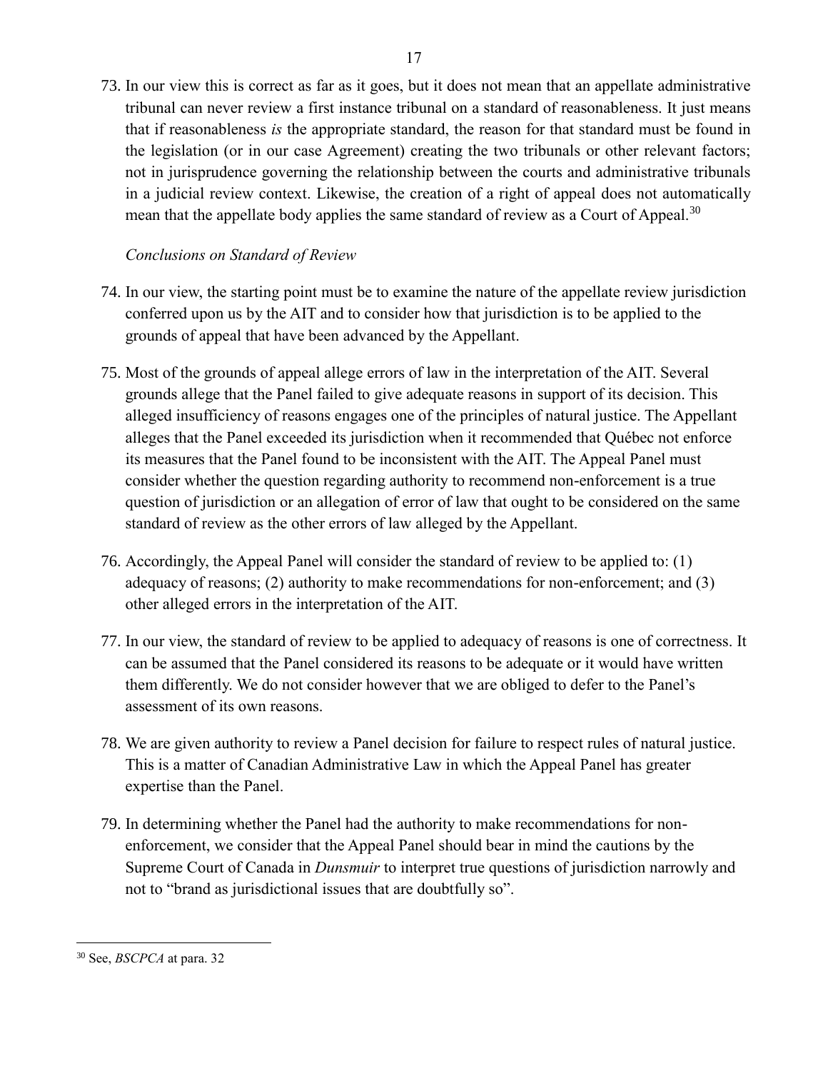73. In our view this is correct as far as it goes, but it does not mean that an appellate administrative tribunal can never review a first instance tribunal on a standard of reasonableness. It just means that if reasonableness *is* the appropriate standard, the reason for that standard must be found in the legislation (or in our case Agreement) creating the two tribunals or other relevant factors; not in jurisprudence governing the relationship between the courts and administrative tribunals in a judicial review context. Likewise, the creation of a right of appeal does not automatically mean that the appellate body applies the same standard of review as a Court of Appeal.[30]

*Conclusions on Standard of Review*

74. In our view, the starting point must be to examine the nature of the appellate review jurisdiction conferred upon us by the AIT and to consider how that jurisdiction is to be applied to the grounds of appeal that have been advanced by the Appellant.

75. Most of the grounds of appeal allege errors of law in the interpretation of the AIT. Several grounds allege that the Panel failed to give adequate reasons in support of its decision. This alleged insufficiency of reasons engages one of the principles of natural justice. The Appellant alleges that the Panel exceeded its jurisdiction when it recommended that Québec not enforce its measures that the Panel found to be inconsistent with the AIT. The Appeal Panel must consider whether the question regarding authority to recommend non-enforcement is a true question of jurisdiction or an allegation of error of law that ought to be considered on the same standard of review as the other errors of law alleged by the Appellant.

76. Accordingly, the Appeal Panel will consider the standard of review to be applied to: (1) adequacy of reasons; (2) authority to make recommendations for non-enforcement; and (3) other alleged errors in the interpretation of the AIT.

77. In our view, the standard of review to be applied to adequacy of reasons is one of correctness. It can be assumed that the Panel considered its reasons to be adequate or it would have written them differently. We do not consider however that we are obliged to defer to the Panel's assessment of its own reasons.

78. We are given authority to review a Panel decision for failure to respect rules of natural justice. This is a matter of Canadian Administrative Law in which the Appeal Panel has greater expertise than the Panel.

79. In determining whether the Panel had the authority to make recommendations for non-enforcement, we consider that the Appeal Panel should bear in mind the cautions by the Supreme Court of Canada in *Dunsmuir* to interpret true questions of jurisdiction narrowly and not to "brand as jurisdictional issues that are doubtfully so".

---

[30] See, *BSCPCA* at para. 32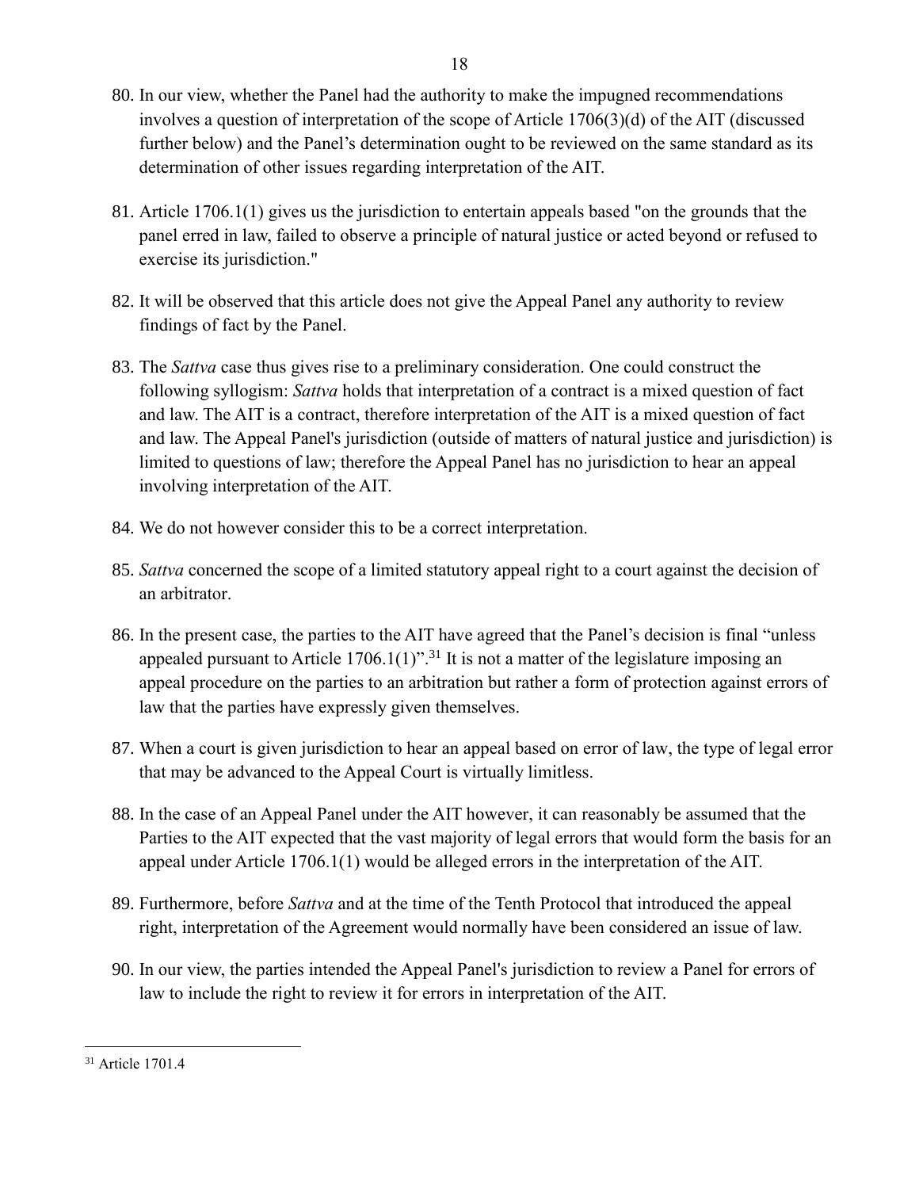80. In our view, whether the Panel had the authority to make the impugned recommendations involves a question of interpretation of the scope of Article 1706(3)(d) of the AIT (discussed further below) and the Panel's determination ought to be reviewed on the same standard as its determination of other issues regarding interpretation of the AIT.

81. Article 1706.1(1) gives us the jurisdiction to entertain appeals based "on the grounds that the panel erred in law, failed to observe a principle of natural justice or acted beyond or refused to exercise its jurisdiction."

82. It will be observed that this article does not give the Appeal Panel any authority to review findings of fact by the Panel.

83. The *Sattva* case thus gives rise to a preliminary consideration. One could construct the following syllogism: *Sattva* holds that interpretation of a contract is a mixed question of fact and law. The AIT is a contract, therefore interpretation of the AIT is a mixed question of fact and law. The Appeal Panel's jurisdiction (outside of matters of natural justice and jurisdiction) is limited to questions of law; therefore the Appeal Panel has no jurisdiction to hear an appeal involving interpretation of the AIT.

84. We do not however consider this to be a correct interpretation.

85. *Sattva* concerned the scope of a limited statutory appeal right to a court against the decision of an arbitrator.

86. In the present case, the parties to the AIT have agreed that the Panel's decision is final "unless appealed pursuant to Article 1706.1(1)".[31] It is not a matter of the legislature imposing an appeal procedure on the parties to an arbitration but rather a form of protection against errors of law that the parties have expressly given themselves.

87. When a court is given jurisdiction to hear an appeal based on error of law, the type of legal error that may be advanced to the Appeal Court is virtually limitless.

88. In the case of an Appeal Panel under the AIT however, it can reasonably be assumed that the Parties to the AIT expected that the vast majority of legal errors that would form the basis for an appeal under Article 1706.1(1) would be alleged errors in the interpretation of the AIT.

89. Furthermore, before *Sattva* and at the time of the Tenth Protocol that introduced the appeal right, interpretation of the Agreement would normally have been considered an issue of law.

90. In our view, the parties intended the Appeal Panel's jurisdiction to review a Panel for errors of law to include the right to review it for errors in interpretation of the AIT.

---

[31] Article 1701.4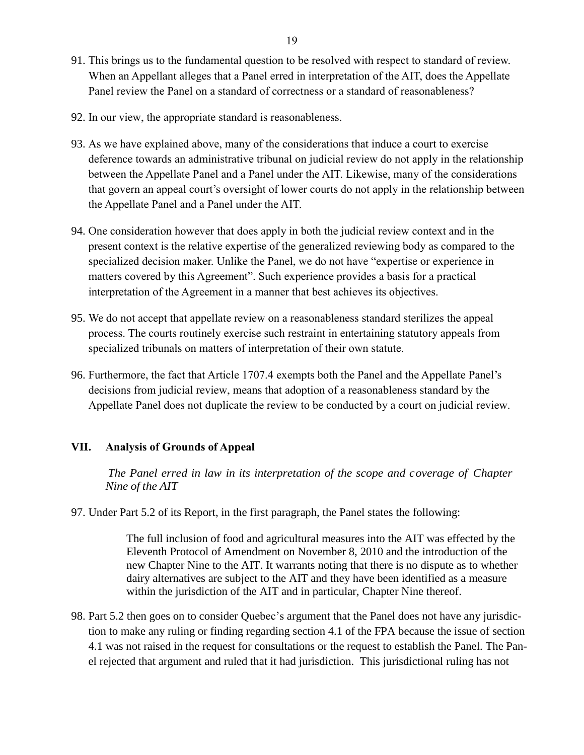91. This brings us to the fundamental question to be resolved with respect to standard of review. When an Appellant alleges that a Panel erred in interpretation of the AIT, does the Appellate Panel review the Panel on a standard of correctness or a standard of reasonableness?

92. In our view, the appropriate standard is reasonableness.

93. As we have explained above, many of the considerations that induce a court to exercise deference towards an administrative tribunal on judicial review do not apply in the relationship between the Appellate Panel and a Panel under the AIT. Likewise, many of the considerations that govern an appeal court's oversight of lower courts do not apply in the relationship between the Appellate Panel and a Panel under the AIT.

94. One consideration however that does apply in both the judicial review context and in the present context is the relative expertise of the generalized reviewing body as compared to the specialized decision maker. Unlike the Panel, we do not have "expertise or experience in matters covered by this Agreement". Such experience provides a basis for a practical interpretation of the Agreement in a manner that best achieves its objectives.

95. We do not accept that appellate review on a reasonableness standard sterilizes the appeal process. The courts routinely exercise such restraint in entertaining statutory appeals from specialized tribunals on matters of interpretation of their own statute.

96. Furthermore, the fact that Article 1707.4 exempts both the Panel and the Appellate Panel's decisions from judicial review, means that adoption of a reasonableness standard by the Appellate Panel does not duplicate the review to be conducted by a court on judicial review.

## VII. Analysis of Grounds of Appeal

*The Panel erred in law in its interpretation of the scope and coverage of Chapter Nine of the AIT*

97. Under Part 5.2 of its Report, in the first paragraph, the Panel states the following:

> The full inclusion of food and agricultural measures into the AIT was effected by the Eleventh Protocol of Amendment on November 8, 2010 and the introduction of the new Chapter Nine to the AIT. It warrants noting that there is no dispute as to whether dairy alternatives are subject to the AIT and they have been identified as a measure within the jurisdiction of the AIT and in particular, Chapter Nine thereof.

98. Part 5.2 then goes on to consider Quebec's argument that the Panel does not have any jurisdiction to make any ruling or finding regarding section 4.1 of the FPA because the issue of section 4.1 was not raised in the request for consultations or the request to establish the Panel. The Panel rejected that argument and ruled that it had jurisdiction. This jurisdictional ruling has not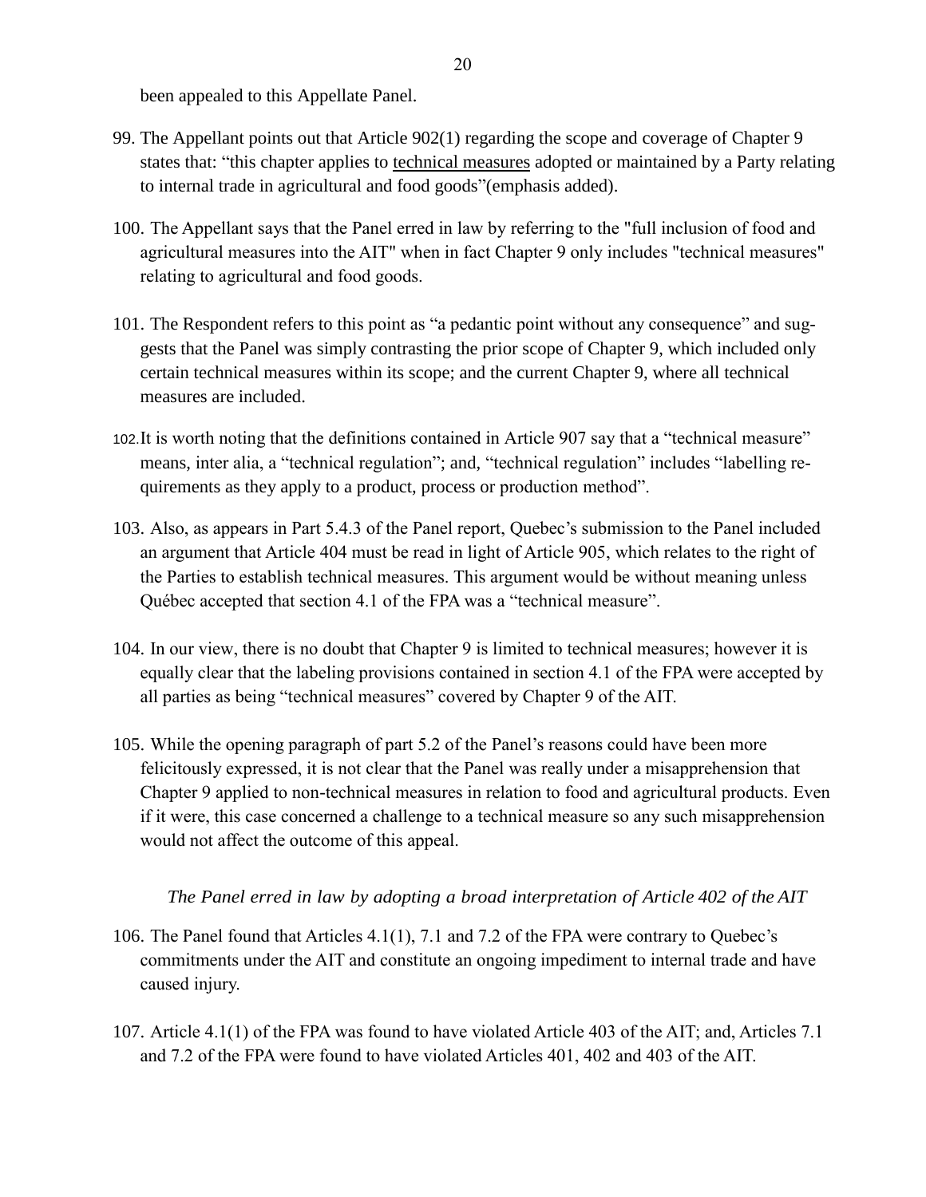been appealed to this Appellate Panel.

99. The Appellant points out that Article 902(1) regarding the scope and coverage of Chapter 9 states that: "this chapter applies to <u>technical measures</u> adopted or maintained by a Party relating to internal trade in agricultural and food goods"(emphasis added).

100. The Appellant says that the Panel erred in law by referring to the "full inclusion of food and agricultural measures into the AIT" when in fact Chapter 9 only includes "technical measures" relating to agricultural and food goods.

101. The Respondent refers to this point as "a pedantic point without any consequence" and suggests that the Panel was simply contrasting the prior scope of Chapter 9, which included only certain technical measures within its scope; and the current Chapter 9, where all technical measures are included.

102. It is worth noting that the definitions contained in Article 907 say that a "technical measure" means, inter alia, a "technical regulation"; and, "technical regulation" includes "labelling requirements as they apply to a product, process or production method".

103. Also, as appears in Part 5.4.3 of the Panel report, Quebec's submission to the Panel included an argument that Article 404 must be read in light of Article 905, which relates to the right of the Parties to establish technical measures. This argument would be without meaning unless Québec accepted that section 4.1 of the FPA was a "technical measure".

104. In our view, there is no doubt that Chapter 9 is limited to technical measures; however it is equally clear that the labeling provisions contained in section 4.1 of the FPA were accepted by all parties as being "technical measures" covered by Chapter 9 of the AIT.

105. While the opening paragraph of part 5.2 of the Panel's reasons could have been more felicitously expressed, it is not clear that the Panel was really under a misapprehension that Chapter 9 applied to non-technical measures in relation to food and agricultural products. Even if it were, this case concerned a challenge to a technical measure so any such misapprehension would not affect the outcome of this appeal.

*The Panel erred in law by adopting a broad interpretation of Article 402 of the AIT*

106. The Panel found that Articles 4.1(1), 7.1 and 7.2 of the FPA were contrary to Quebec's commitments under the AIT and constitute an ongoing impediment to internal trade and have caused injury.

107. Article 4.1(1) of the FPA was found to have violated Article 403 of the AIT; and, Articles 7.1 and 7.2 of the FPA were found to have violated Articles 401, 402 and 403 of the AIT.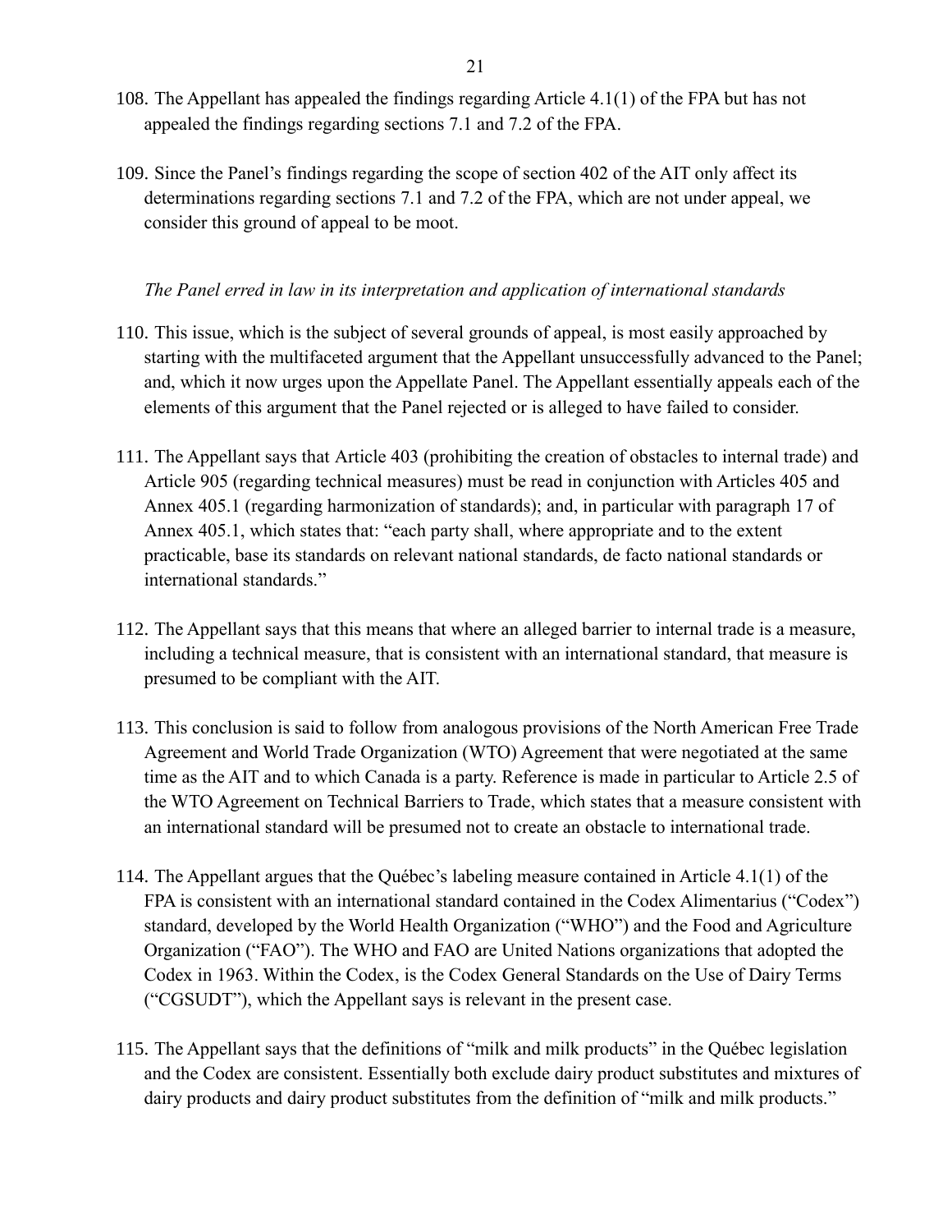108. The Appellant has appealed the findings regarding Article 4.1(1) of the FPA but has not appealed the findings regarding sections 7.1 and 7.2 of the FPA.

109. Since the Panel's findings regarding the scope of section 402 of the AIT only affect its determinations regarding sections 7.1 and 7.2 of the FPA, which are not under appeal, we consider this ground of appeal to be moot.

*The Panel erred in law in its interpretation and application of international standards*

110. This issue, which is the subject of several grounds of appeal, is most easily approached by starting with the multifaceted argument that the Appellant unsuccessfully advanced to the Panel; and, which it now urges upon the Appellate Panel. The Appellant essentially appeals each of the elements of this argument that the Panel rejected or is alleged to have failed to consider.

111. The Appellant says that Article 403 (prohibiting the creation of obstacles to internal trade) and Article 905 (regarding technical measures) must be read in conjunction with Articles 405 and Annex 405.1 (regarding harmonization of standards); and, in particular with paragraph 17 of Annex 405.1, which states that: "each party shall, where appropriate and to the extent practicable, base its standards on relevant national standards, de facto national standards or international standards."

112. The Appellant says that this means that where an alleged barrier to internal trade is a measure, including a technical measure, that is consistent with an international standard, that measure is presumed to be compliant with the AIT.

113. This conclusion is said to follow from analogous provisions of the North American Free Trade Agreement and World Trade Organization (WTO) Agreement that were negotiated at the same time as the AIT and to which Canada is a party. Reference is made in particular to Article 2.5 of the WTO Agreement on Technical Barriers to Trade, which states that a measure consistent with an international standard will be presumed not to create an obstacle to international trade.

114. The Appellant argues that the Québec's labeling measure contained in Article 4.1(1) of the FPA is consistent with an international standard contained in the Codex Alimentarius ("Codex") standard, developed by the World Health Organization ("WHO") and the Food and Agriculture Organization ("FAO"). The WHO and FAO are United Nations organizations that adopted the Codex in 1963. Within the Codex, is the Codex General Standards on the Use of Dairy Terms ("CGSUDT"), which the Appellant says is relevant in the present case.

115. The Appellant says that the definitions of "milk and milk products" in the Québec legislation and the Codex are consistent. Essentially both exclude dairy product substitutes and mixtures of dairy products and dairy product substitutes from the definition of "milk and milk products."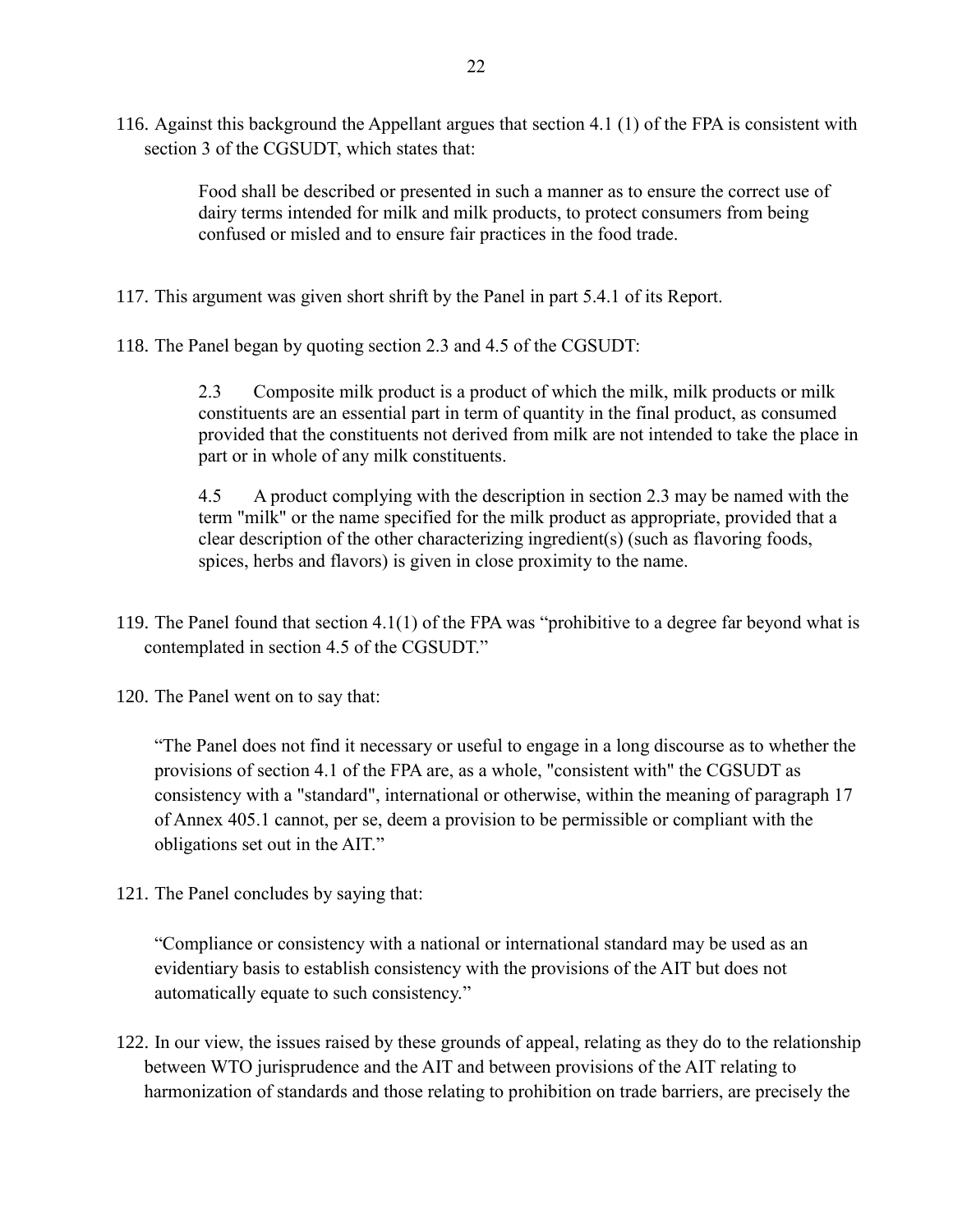116. Against this background the Appellant argues that section 4.1 (1) of the FPA is consistent with section 3 of the CGSUDT, which states that:

> Food shall be described or presented in such a manner as to ensure the correct use of dairy terms intended for milk and milk products, to protect consumers from being confused or misled and to ensure fair practices in the food trade.

117. This argument was given short shrift by the Panel in part 5.4.1 of its Report.

118. The Panel began by quoting section 2.3 and 4.5 of the CGSUDT:

> 2.3 Composite milk product is a product of which the milk, milk products or milk constituents are an essential part in term of quantity in the final product, as consumed provided that the constituents not derived from milk are not intended to take the place in part or in whole of any milk constituents.
>
> 4.5 A product complying with the description in section 2.3 may be named with the term "milk" or the name specified for the milk product as appropriate, provided that a clear description of the other characterizing ingredient(s) (such as flavoring foods, spices, herbs and flavors) is given in close proximity to the name.

119. The Panel found that section 4.1(1) of the FPA was "prohibitive to a degree far beyond what is contemplated in section 4.5 of the CGSUDT."

120. The Panel went on to say that:

> "The Panel does not find it necessary or useful to engage in a long discourse as to whether the provisions of section 4.1 of the FPA are, as a whole, "consistent with" the CGSUDT as consistency with a "standard", international or otherwise, within the meaning of paragraph 17 of Annex 405.1 cannot, per se, deem a provision to be permissible or compliant with the obligations set out in the AIT."

121. The Panel concludes by saying that:

> "Compliance or consistency with a national or international standard may be used as an evidentiary basis to establish consistency with the provisions of the AIT but does not automatically equate to such consistency."

122. In our view, the issues raised by these grounds of appeal, relating as they do to the relationship between WTO jurisprudence and the AIT and between provisions of the AIT relating to harmonization of standards and those relating to prohibition on trade barriers, are precisely the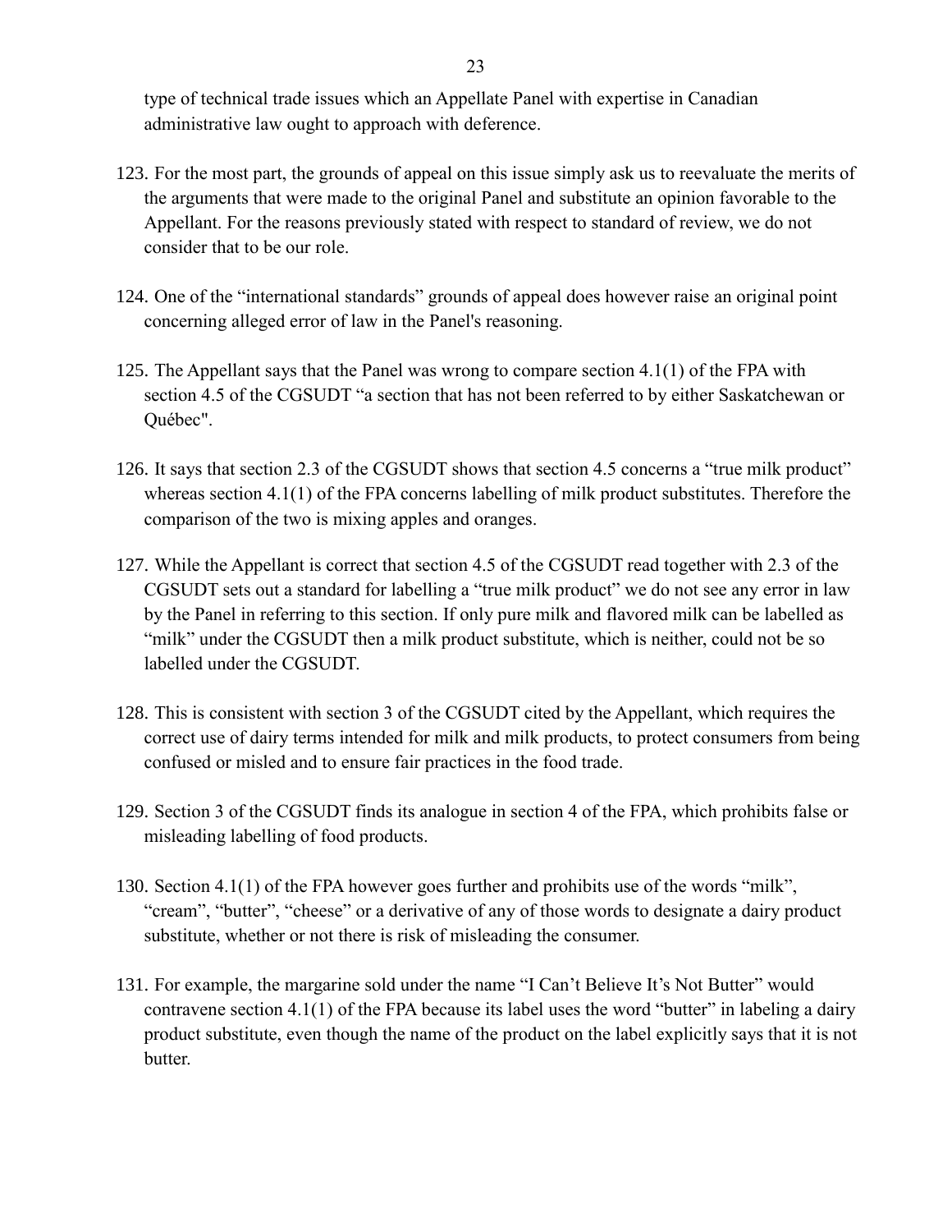type of technical trade issues which an Appellate Panel with expertise in Canadian administrative law ought to approach with deference.

123. For the most part, the grounds of appeal on this issue simply ask us to reevaluate the merits of the arguments that were made to the original Panel and substitute an opinion favorable to the Appellant. For the reasons previously stated with respect to standard of review, we do not consider that to be our role.

124. One of the "international standards" grounds of appeal does however raise an original point concerning alleged error of law in the Panel's reasoning.

125. The Appellant says that the Panel was wrong to compare section 4.1(1) of the FPA with section 4.5 of the CGSUDT "a section that has not been referred to by either Saskatchewan or Québec".

126. It says that section 2.3 of the CGSUDT shows that section 4.5 concerns a "true milk product" whereas section 4.1(1) of the FPA concerns labelling of milk product substitutes. Therefore the comparison of the two is mixing apples and oranges.

127. While the Appellant is correct that section 4.5 of the CGSUDT read together with 2.3 of the CGSUDT sets out a standard for labelling a "true milk product" we do not see any error in law by the Panel in referring to this section. If only pure milk and flavored milk can be labelled as "milk" under the CGSUDT then a milk product substitute, which is neither, could not be so labelled under the CGSUDT.

128. This is consistent with section 3 of the CGSUDT cited by the Appellant, which requires the correct use of dairy terms intended for milk and milk products, to protect consumers from being confused or misled and to ensure fair practices in the food trade.

129. Section 3 of the CGSUDT finds its analogue in section 4 of the FPA, which prohibits false or misleading labelling of food products.

130. Section 4.1(1) of the FPA however goes further and prohibits use of the words "milk", "cream", "butter", "cheese" or a derivative of any of those words to designate a dairy product substitute, whether or not there is risk of misleading the consumer.

131. For example, the margarine sold under the name "I Can't Believe It's Not Butter" would contravene section 4.1(1) of the FPA because its label uses the word "butter" in labeling a dairy product substitute, even though the name of the product on the label explicitly says that it is not butter.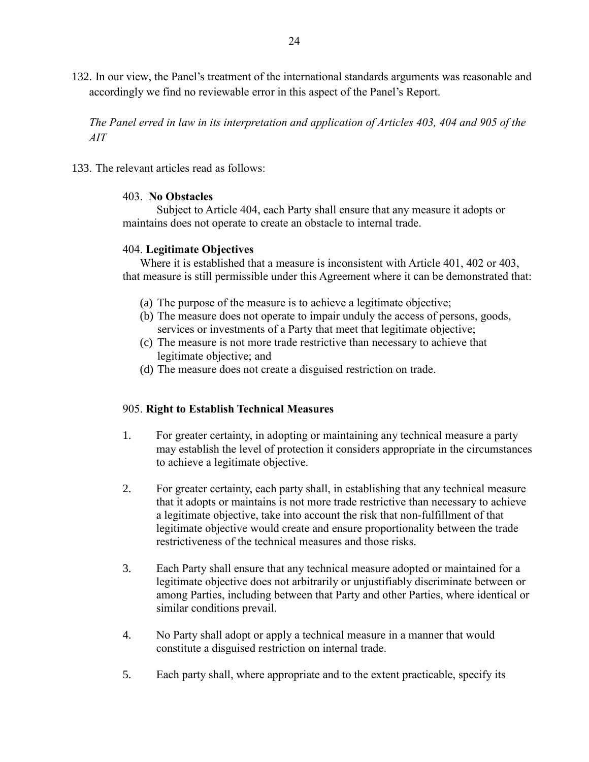132. In our view, the Panel's treatment of the international standards arguments was reasonable and accordingly we find no reviewable error in this aspect of the Panel's Report.

*The Panel erred in law in its interpretation and application of Articles 403, 404 and 905 of the AIT*

133. The relevant articles read as follows:

> 403. **No Obstacles**
>
> Subject to Article 404, each Party shall ensure that any measure it adopts or maintains does not operate to create an obstacle to internal trade.
>
> 404. **Legitimate Objectives**
>
> Where it is established that a measure is inconsistent with Article 401, 402 or 403, that measure is still permissible under this Agreement where it can be demonstrated that:
>
> (a) The purpose of the measure is to achieve a legitimate objective;
> (b) The measure does not operate to impair unduly the access of persons, goods, services or investments of a Party that meet that legitimate objective;
> (c) The measure is not more trade restrictive than necessary to achieve that legitimate objective; and
> (d) The measure does not create a disguised restriction on trade.
>
> 905. **Right to Establish Technical Measures**
>
> 1. For greater certainty, in adopting or maintaining any technical measure a party may establish the level of protection it considers appropriate in the circumstances to achieve a legitimate objective.
>
> 2. For greater certainty, each party shall, in establishing that any technical measure that it adopts or maintains is not more trade restrictive than necessary to achieve a legitimate objective, take into account the risk that non-fulfillment of that legitimate objective would create and ensure proportionality between the trade restrictiveness of the technical measures and those risks.
>
> 3. Each Party shall ensure that any technical measure adopted or maintained for a legitimate objective does not arbitrarily or unjustifiably discriminate between or among Parties, including between that Party and other Parties, where identical or similar conditions prevail.
>
> 4. No Party shall adopt or apply a technical measure in a manner that would constitute a disguised restriction on internal trade.
>
> 5. Each party shall, where appropriate and to the extent practicable, specify its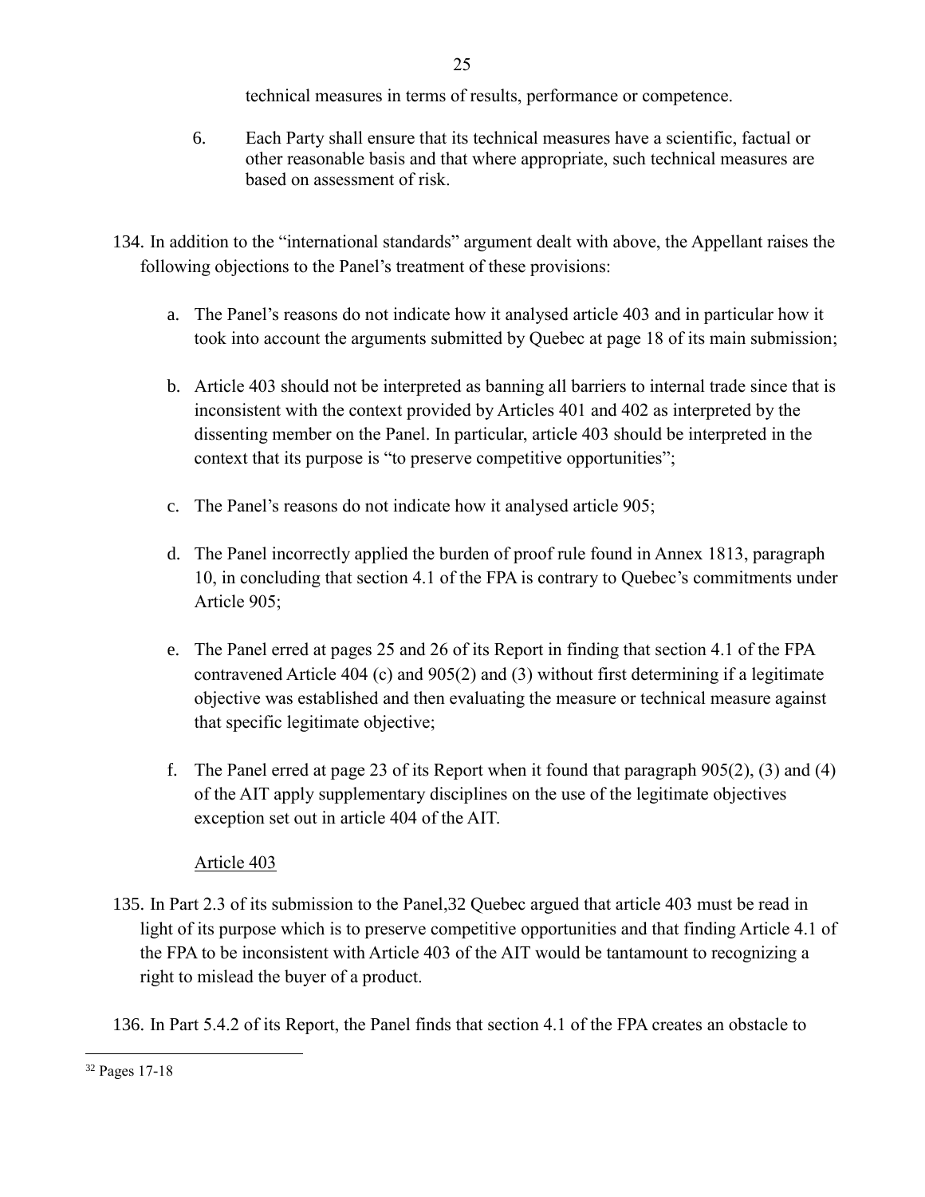technical measures in terms of results, performance or competence.

6. Each Party shall ensure that its technical measures have a scientific, factual or other reasonable basis and that where appropriate, such technical measures are based on assessment of risk.

134. In addition to the "international standards" argument dealt with above, the Appellant raises the following objections to the Panel's treatment of these provisions:

    a. The Panel's reasons do not indicate how it analysed article 403 and in particular how it took into account the arguments submitted by Quebec at page 18 of its main submission;

    b. Article 403 should not be interpreted as banning all barriers to internal trade since that is inconsistent with the context provided by Articles 401 and 402 as interpreted by the dissenting member on the Panel. In particular, article 403 should be interpreted in the context that its purpose is "to preserve competitive opportunities";

    c. The Panel's reasons do not indicate how it analysed article 905;

    d. The Panel incorrectly applied the burden of proof rule found in Annex 1813, paragraph 10, in concluding that section 4.1 of the FPA is contrary to Quebec's commitments under Article 905;

    e. The Panel erred at pages 25 and 26 of its Report in finding that section 4.1 of the FPA contravened Article 404 (c) and 905(2) and (3) without first determining if a legitimate objective was established and then evaluating the measure or technical measure against that specific legitimate objective;

    f. The Panel erred at page 23 of its Report when it found that paragraph 905(2), (3) and (4) of the AIT apply supplementary disciplines on the use of the legitimate objectives exception set out in article 404 of the AIT.

Article 403

135. In Part 2.3 of its submission to the Panel,[32] Quebec argued that article 403 must be read in light of its purpose which is to preserve competitive opportunities and that finding Article 4.1 of the FPA to be inconsistent with Article 403 of the AIT would be tantamount to recognizing a right to mislead the buyer of a product.

136. In Part 5.4.2 of its Report, the Panel finds that section 4.1 of the FPA creates an obstacle to

[32] Pages 17-18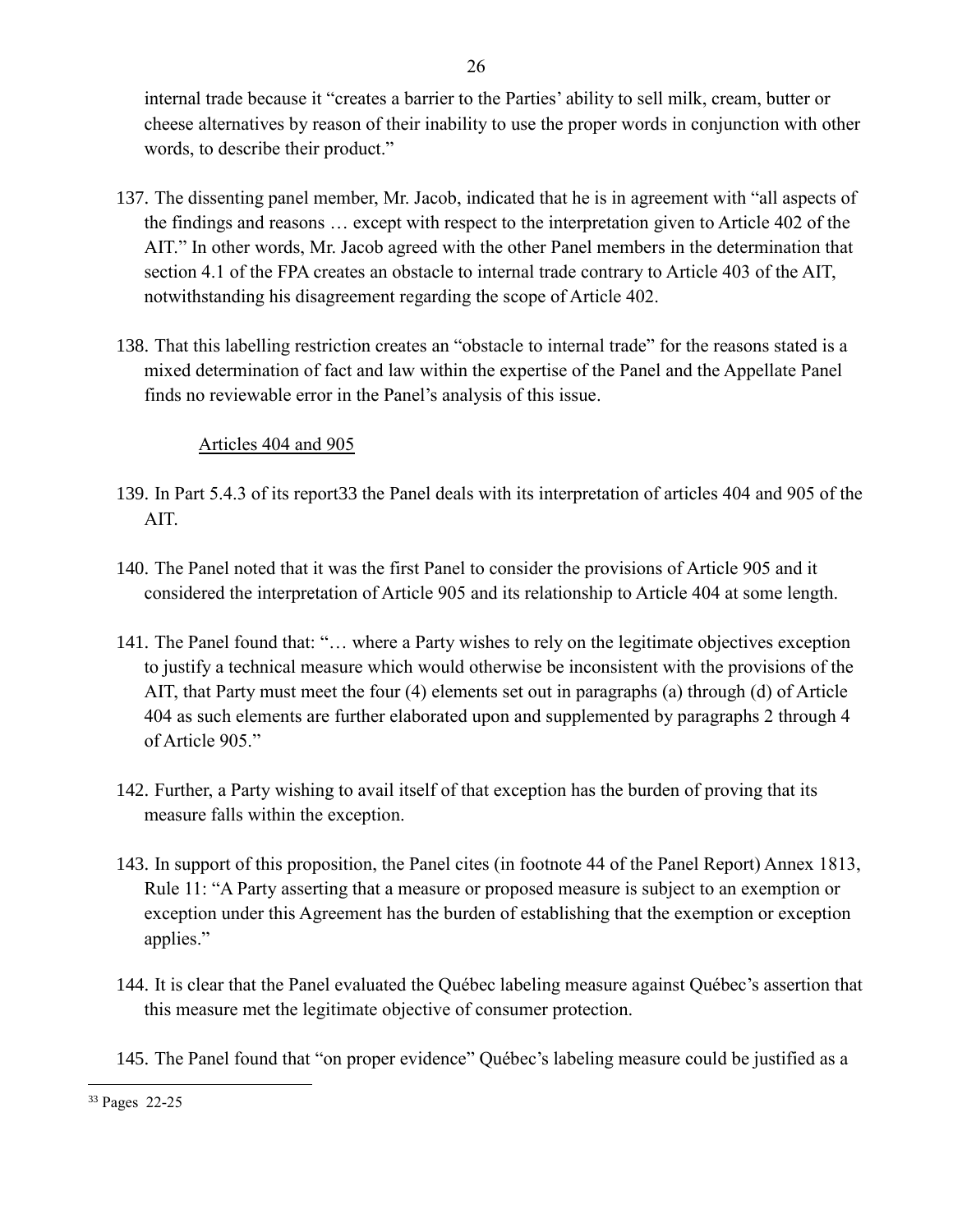internal trade because it "creates a barrier to the Parties' ability to sell milk, cream, butter or cheese alternatives by reason of their inability to use the proper words in conjunction with other words, to describe their product."

137. The dissenting panel member, Mr. Jacob, indicated that he is in agreement with "all aspects of the findings and reasons … except with respect to the interpretation given to Article 402 of the AIT." In other words, Mr. Jacob agreed with the other Panel members in the determination that section 4.1 of the FPA creates an obstacle to internal trade contrary to Article 403 of the AIT, notwithstanding his disagreement regarding the scope of Article 402.

138. That this labelling restriction creates an "obstacle to internal trade" for the reasons stated is a mixed determination of fact and law within the expertise of the Panel and the Appellate Panel finds no reviewable error in the Panel's analysis of this issue.

Articles 404 and 905

139. In Part 5.4.3 of its report[33] the Panel deals with its interpretation of articles 404 and 905 of the AIT.

140. The Panel noted that it was the first Panel to consider the provisions of Article 905 and it considered the interpretation of Article 905 and its relationship to Article 404 at some length.

141. The Panel found that: "… where a Party wishes to rely on the legitimate objectives exception to justify a technical measure which would otherwise be inconsistent with the provisions of the AIT, that Party must meet the four (4) elements set out in paragraphs (a) through (d) of Article 404 as such elements are further elaborated upon and supplemented by paragraphs 2 through 4 of Article 905."

142. Further, a Party wishing to avail itself of that exception has the burden of proving that its measure falls within the exception.

143. In support of this proposition, the Panel cites (in footnote 44 of the Panel Report) Annex 1813, Rule 11: "A Party asserting that a measure or proposed measure is subject to an exemption or exception under this Agreement has the burden of establishing that the exemption or exception applies."

144. It is clear that the Panel evaluated the Québec labeling measure against Québec's assertion that this measure met the legitimate objective of consumer protection.

145. The Panel found that "on proper evidence" Québec's labeling measure could be justified as a

[33] Pages 22-25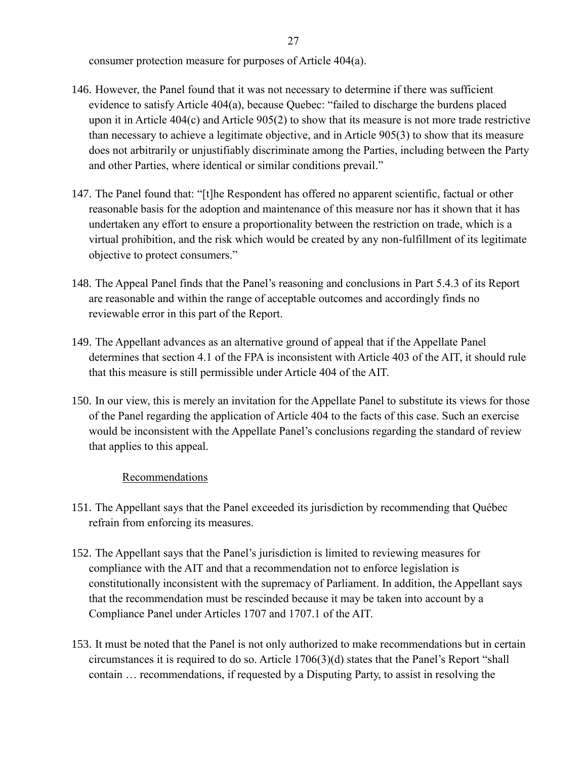consumer protection measure for purposes of Article 404(a).

146. However, the Panel found that it was not necessary to determine if there was sufficient evidence to satisfy Article 404(a), because Quebec: "failed to discharge the burdens placed upon it in Article 404(c) and Article 905(2) to show that its measure is not more trade restrictive than necessary to achieve a legitimate objective, and in Article 905(3) to show that its measure does not arbitrarily or unjustifiably discriminate among the Parties, including between the Party and other Parties, where identical or similar conditions prevail."

147. The Panel found that: "[t]he Respondent has offered no apparent scientific, factual or other reasonable basis for the adoption and maintenance of this measure nor has it shown that it has undertaken any effort to ensure a proportionality between the restriction on trade, which is a virtual prohibition, and the risk which would be created by any non-fulfillment of its legitimate objective to protect consumers."

148. The Appeal Panel finds that the Panel's reasoning and conclusions in Part 5.4.3 of its Report are reasonable and within the range of acceptable outcomes and accordingly finds no reviewable error in this part of the Report.

149. The Appellant advances as an alternative ground of appeal that if the Appellate Panel determines that section 4.1 of the FPA is inconsistent with Article 403 of the AIT, it should rule that this measure is still permissible under Article 404 of the AIT.

150. In our view, this is merely an invitation for the Appellate Panel to substitute its views for those of the Panel regarding the application of Article 404 to the facts of this case. Such an exercise would be inconsistent with the Appellate Panel's conclusions regarding the standard of review that applies to this appeal.

<u>Recommendations</u>

151. The Appellant says that the Panel exceeded its jurisdiction by recommending that Québec refrain from enforcing its measures.

152. The Appellant says that the Panel's jurisdiction is limited to reviewing measures for compliance with the AIT and that a recommendation not to enforce legislation is constitutionally inconsistent with the supremacy of Parliament. In addition, the Appellant says that the recommendation must be rescinded because it may be taken into account by a Compliance Panel under Articles 1707 and 1707.1 of the AIT.

153. It must be noted that the Panel is not only authorized to make recommendations but in certain circumstances it is required to do so. Article 1706(3)(d) states that the Panel's Report "shall contain … recommendations, if requested by a Disputing Party, to assist in resolving the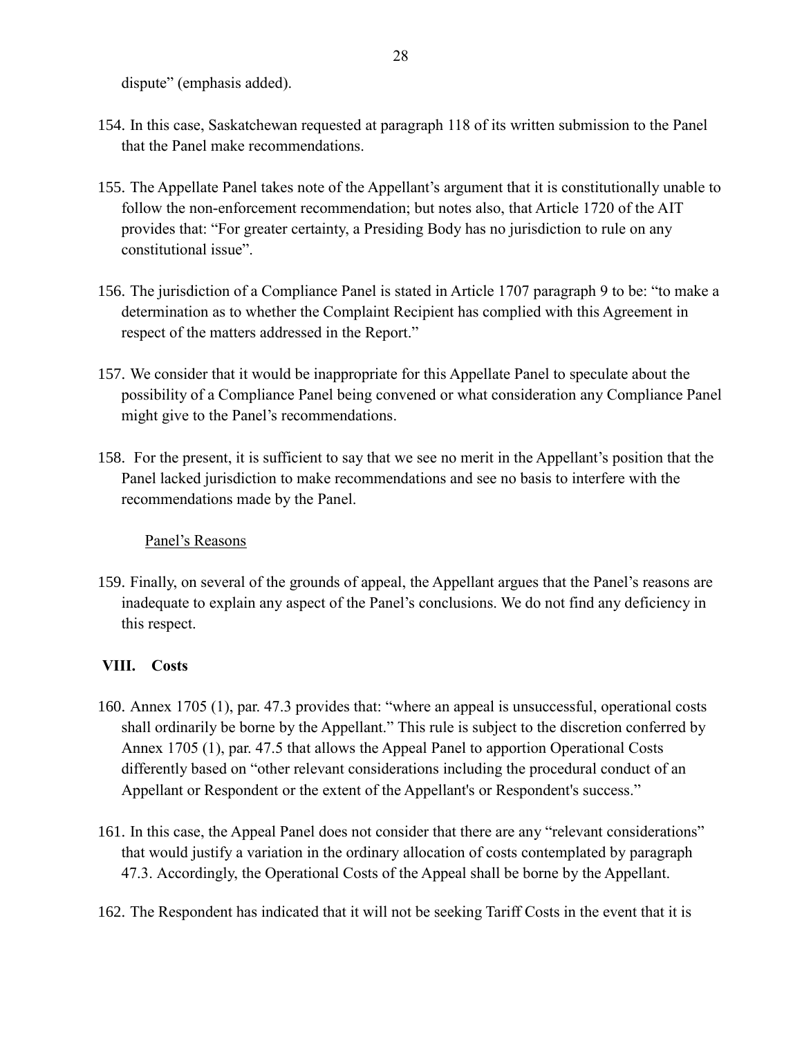dispute" (emphasis added).

154. In this case, Saskatchewan requested at paragraph 118 of its written submission to the Panel that the Panel make recommendations.

155. The Appellate Panel takes note of the Appellant's argument that it is constitutionally unable to follow the non-enforcement recommendation; but notes also, that Article 1720 of the AIT provides that: "For greater certainty, a Presiding Body has no jurisdiction to rule on any constitutional issue".

156. The jurisdiction of a Compliance Panel is stated in Article 1707 paragraph 9 to be: "to make a determination as to whether the Complaint Recipient has complied with this Agreement in respect of the matters addressed in the Report."

157. We consider that it would be inappropriate for this Appellate Panel to speculate about the possibility of a Compliance Panel being convened or what consideration any Compliance Panel might give to the Panel's recommendations.

158. For the present, it is sufficient to say that we see no merit in the Appellant's position that the Panel lacked jurisdiction to make recommendations and see no basis to interfere with the recommendations made by the Panel.

Panel's Reasons

159. Finally, on several of the grounds of appeal, the Appellant argues that the Panel's reasons are inadequate to explain any aspect of the Panel's conclusions. We do not find any deficiency in this respect.

## VIII. Costs

160. Annex 1705 (1), par. 47.3 provides that: "where an appeal is unsuccessful, operational costs shall ordinarily be borne by the Appellant." This rule is subject to the discretion conferred by Annex 1705 (1), par. 47.5 that allows the Appeal Panel to apportion Operational Costs differently based on "other relevant considerations including the procedural conduct of an Appellant or Respondent or the extent of the Appellant's or Respondent's success."

161. In this case, the Appeal Panel does not consider that there are any "relevant considerations" that would justify a variation in the ordinary allocation of costs contemplated by paragraph 47.3. Accordingly, the Operational Costs of the Appeal shall be borne by the Appellant.

162. The Respondent has indicated that it will not be seeking Tariff Costs in the event that it is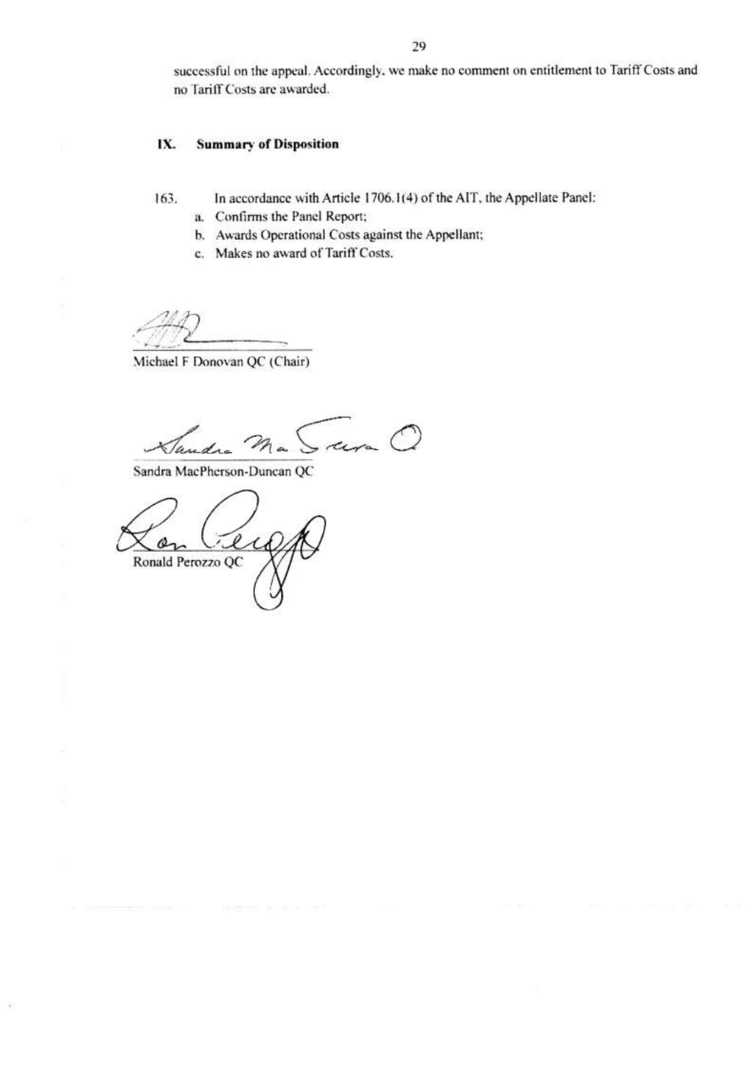successful on the appeal. Accordingly, we make no comment on entitlement to Tariff Costs and no Tariff Costs are awarded.

## IX. Summary of Disposition

163. In accordance with Article 1706.1(4) of the AIT, the Appellate Panel:

a. Confirms the Panel Report;

b. Awards Operational Costs against the Appellant;

c. Makes no award of Tariff Costs.

Michael F Donovan QC (Chair)

Sandra MacPherson-Duncan QC

Ronald Perozzo QC